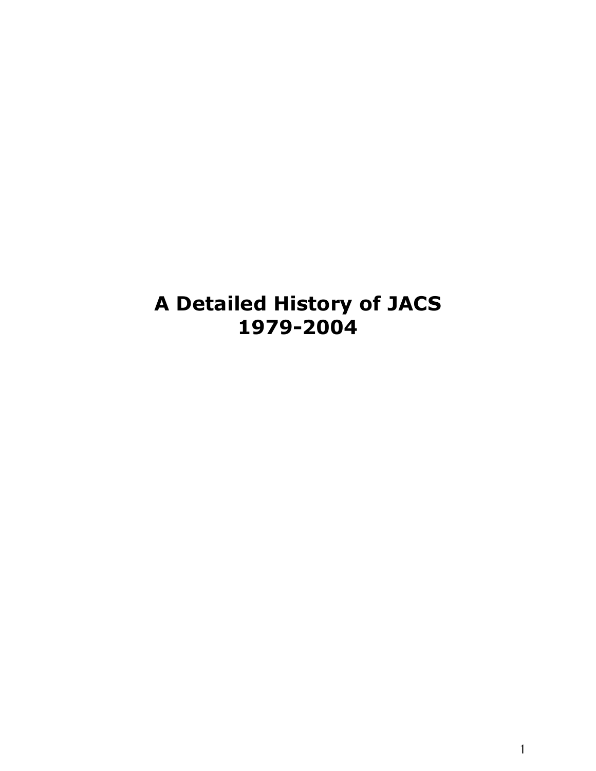# A Detailed History of JACS 1979-2004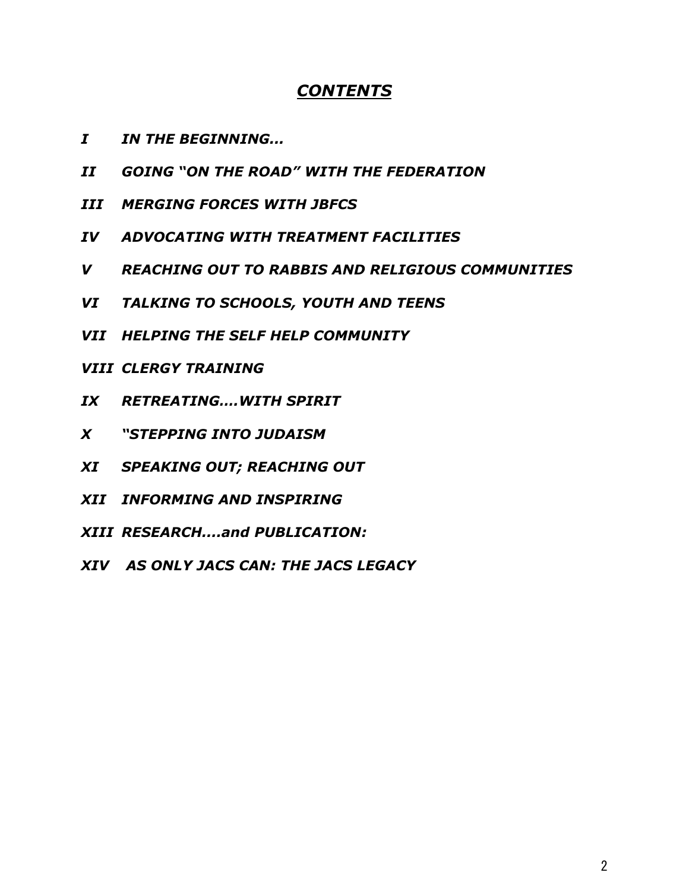# ***CONTENTS***

- ***I IN THE BEGINNING…***
- ***II GOING "ON THE ROAD" WITH THE FEDERATION***
- ***III MERGING FORCES WITH JBFCS***
- ***IV ADVOCATING WITH TREATMENT FACILITIES***
- ***V REACHING OUT TO RABBIS AND RELIGIOUS COMMUNITIES***
- ***VI TALKING TO SCHOOLS, YOUTH AND TEENS***
- ***VII HELPING THE SELF HELP COMMUNITY***
- ***VIII CLERGY TRAINING***
- ***IX RETREATING….WITH SPIRIT***
- ***X "STEPPING INTO JUDAISM***
- ***XI SPEAKING OUT; REACHING OUT***
- ***XII INFORMING AND INSPIRING***
- ***XIII RESEARCH….and PUBLICATION:***
- ***XIV AS ONLY JACS CAN: THE JACS LEGACY***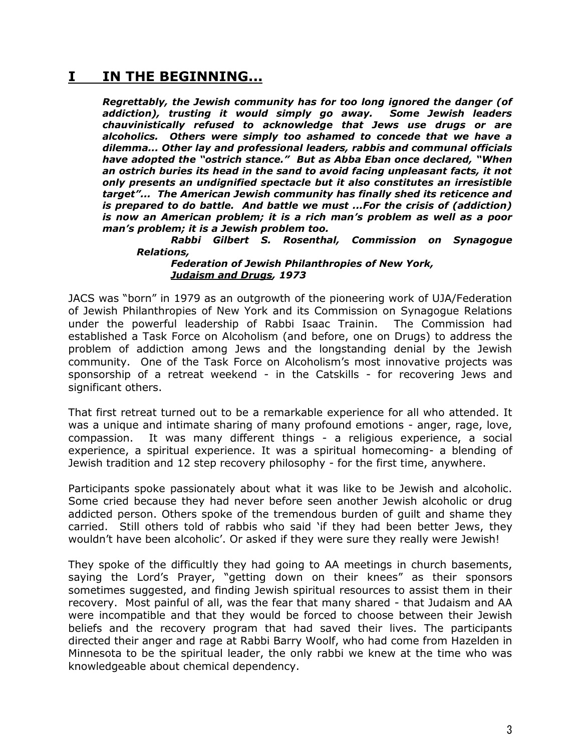# I IN THE BEGINNING…

***Regrettably, the Jewish community has for too long ignored the danger (of addiction), trusting it would simply go away. Some Jewish leaders chauvinistically refused to acknowledge that Jews use drugs or are alcoholics. Others were simply too ashamed to concede that we have a dilemma... Other lay and professional leaders, rabbis and communal officials have adopted the "ostrich stance." But as Abba Eban once declared, "When an ostrich buries its head in the sand to avoid facing unpleasant facts, it not only presents an undignified spectacle but it also constitutes an irresistible target"... The American Jewish community has finally shed its reticence and is prepared to do battle. And battle we must ...For the crisis of (addiction) is now an American problem; it is a rich man's problem as well as a poor man's problem; it is a Jewish problem too.***

***Rabbi Gilbert S. Rosenthal, Commission on Synagogue Relations,***
***Federation of Jewish Philanthropies of New York,***
***Judaism and Drugs, 1973***

JACS was "born" in 1979 as an outgrowth of the pioneering work of UJA/Federation of Jewish Philanthropies of New York and its Commission on Synagogue Relations under the powerful leadership of Rabbi Isaac Trainin. The Commission had established a Task Force on Alcoholism (and before, one on Drugs) to address the problem of addiction among Jews and the longstanding denial by the Jewish community. One of the Task Force on Alcoholism's most innovative projects was sponsorship of a retreat weekend - in the Catskills - for recovering Jews and significant others.

That first retreat turned out to be a remarkable experience for all who attended. It was a unique and intimate sharing of many profound emotions - anger, rage, love, compassion. It was many different things - a religious experience, a social experience, a spiritual experience. It was a spiritual homecoming- a blending of Jewish tradition and 12 step recovery philosophy - for the first time, anywhere.

Participants spoke passionately about what it was like to be Jewish and alcoholic. Some cried because they had never before seen another Jewish alcoholic or drug addicted person. Others spoke of the tremendous burden of guilt and shame they carried. Still others told of rabbis who said 'if they had been better Jews, they wouldn't have been alcoholic'. Or asked if they were sure they really were Jewish!

They spoke of the difficultly they had going to AA meetings in church basements, saying the Lord's Prayer, "getting down on their knees" as their sponsors sometimes suggested, and finding Jewish spiritual resources to assist them in their recovery. Most painful of all, was the fear that many shared - that Judaism and AA were incompatible and that they would be forced to choose between their Jewish beliefs and the recovery program that had saved their lives. The participants directed their anger and rage at Rabbi Barry Woolf, who had come from Hazelden in Minnesota to be the spiritual leader, the only rabbi we knew at the time who was knowledgeable about chemical dependency.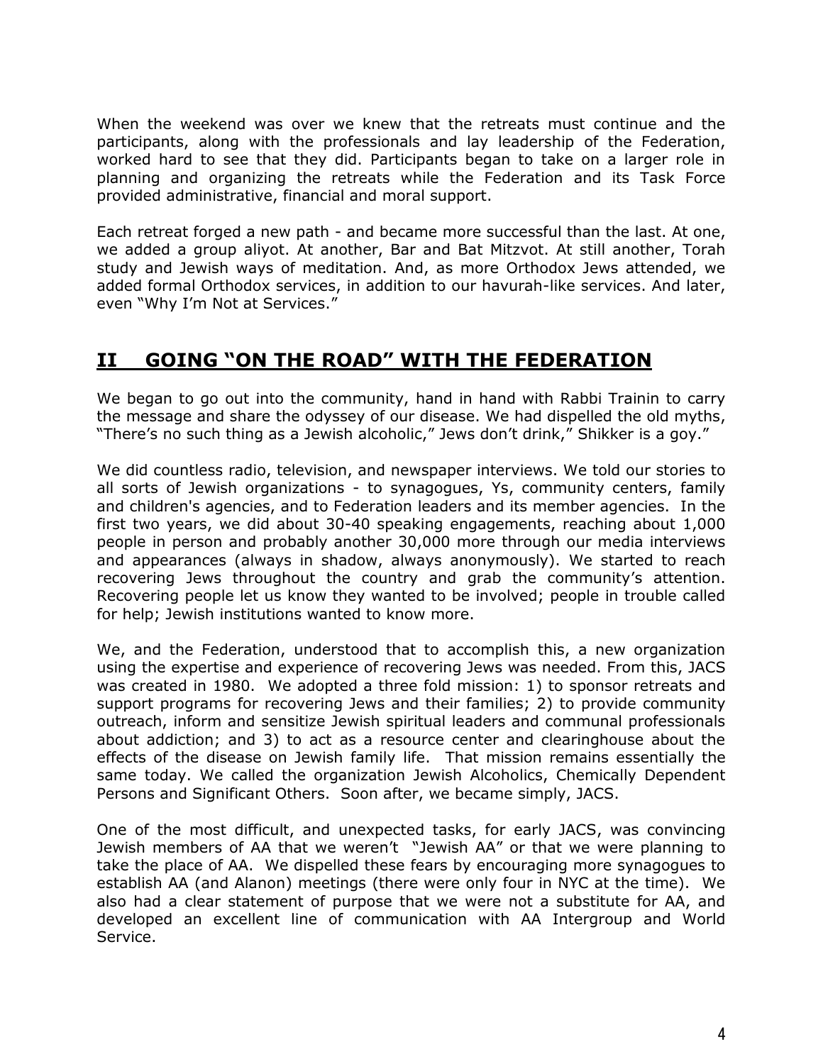When the weekend was over we knew that the retreats must continue and the participants, along with the professionals and lay leadership of the Federation, worked hard to see that they did. Participants began to take on a larger role in planning and organizing the retreats while the Federation and its Task Force provided administrative, financial and moral support.

Each retreat forged a new path - and became more successful than the last. At one, we added a group aliyot. At another, Bar and Bat Mitzvot. At still another, Torah study and Jewish ways of meditation. And, as more Orthodox Jews attended, we added formal Orthodox services, in addition to our havurah-like services. And later, even "Why I'm Not at Services."

## II GOING "ON THE ROAD" WITH THE FEDERATION

We began to go out into the community, hand in hand with Rabbi Trainin to carry the message and share the odyssey of our disease. We had dispelled the old myths, "There's no such thing as a Jewish alcoholic," Jews don't drink," Shikker is a goy."

We did countless radio, television, and newspaper interviews. We told our stories to all sorts of Jewish organizations - to synagogues, Ys, community centers, family and children's agencies, and to Federation leaders and its member agencies. In the first two years, we did about 30-40 speaking engagements, reaching about 1,000 people in person and probably another 30,000 more through our media interviews and appearances (always in shadow, always anonymously). We started to reach recovering Jews throughout the country and grab the community's attention. Recovering people let us know they wanted to be involved; people in trouble called for help; Jewish institutions wanted to know more.

We, and the Federation, understood that to accomplish this, a new organization using the expertise and experience of recovering Jews was needed. From this, JACS was created in 1980. We adopted a three fold mission: 1) to sponsor retreats and support programs for recovering Jews and their families; 2) to provide community outreach, inform and sensitize Jewish spiritual leaders and communal professionals about addiction; and 3) to act as a resource center and clearinghouse about the effects of the disease on Jewish family life. That mission remains essentially the same today. We called the organization Jewish Alcoholics, Chemically Dependent Persons and Significant Others. Soon after, we became simply, JACS.

One of the most difficult, and unexpected tasks, for early JACS, was convincing Jewish members of AA that we weren't "Jewish AA" or that we were planning to take the place of AA. We dispelled these fears by encouraging more synagogues to establish AA (and Alanon) meetings (there were only four in NYC at the time). We also had a clear statement of purpose that we were not a substitute for AA, and developed an excellent line of communication with AA Intergroup and World Service.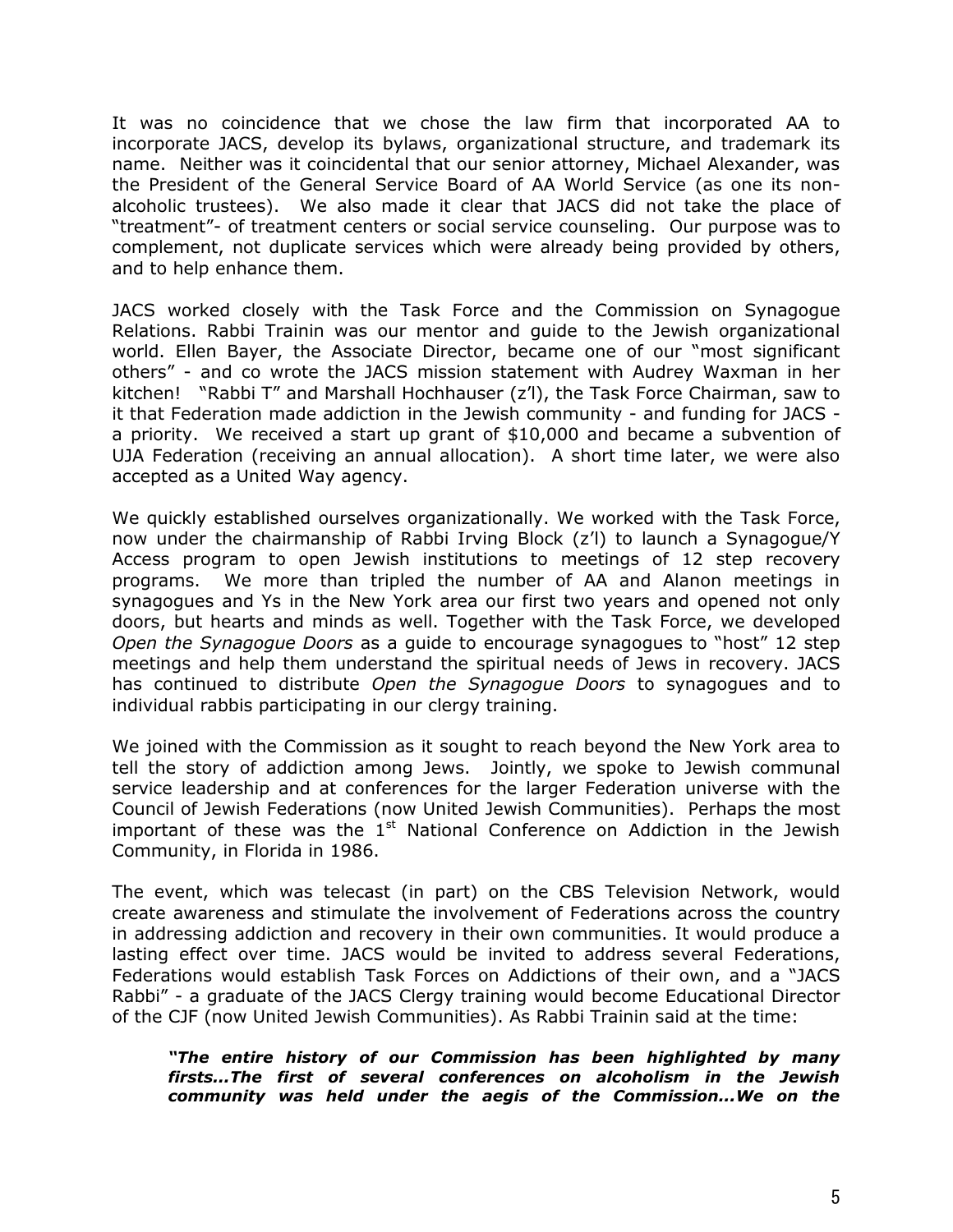It was no coincidence that we chose the law firm that incorporated AA to incorporate JACS, develop its bylaws, organizational structure, and trademark its name. Neither was it coincidental that our senior attorney, Michael Alexander, was the President of the General Service Board of AA World Service (as one its non-alcoholic trustees). We also made it clear that JACS did not take the place of "treatment"- of treatment centers or social service counseling. Our purpose was to complement, not duplicate services which were already being provided by others, and to help enhance them.

JACS worked closely with the Task Force and the Commission on Synagogue Relations. Rabbi Trainin was our mentor and guide to the Jewish organizational world. Ellen Bayer, the Associate Director, became one of our "most significant others" - and co wrote the JACS mission statement with Audrey Waxman in her kitchen! "Rabbi T" and Marshall Hochhauser (z'l), the Task Force Chairman, saw to it that Federation made addiction in the Jewish community - and funding for JACS - a priority. We received a start up grant of $10,000 and became a subvention of UJA Federation (receiving an annual allocation). A short time later, we were also accepted as a United Way agency.

We quickly established ourselves organizationally. We worked with the Task Force, now under the chairmanship of Rabbi Irving Block (z'l) to launch a Synagogue/Y Access program to open Jewish institutions to meetings of 12 step recovery programs. We more than tripled the number of AA and Alanon meetings in synagogues and Ys in the New York area our first two years and opened not only doors, but hearts and minds as well. Together with the Task Force, we developed *Open the Synagogue Doors* as a guide to encourage synagogues to "host" 12 step meetings and help them understand the spiritual needs of Jews in recovery. JACS has continued to distribute *Open the Synagogue Doors* to synagogues and to individual rabbis participating in our clergy training.

We joined with the Commission as it sought to reach beyond the New York area to tell the story of addiction among Jews. Jointly, we spoke to Jewish communal service leadership and at conferences for the larger Federation universe with the Council of Jewish Federations (now United Jewish Communities). Perhaps the most important of these was the 1st National Conference on Addiction in the Jewish Community, in Florida in 1986.

The event, which was telecast (in part) on the CBS Television Network, would create awareness and stimulate the involvement of Federations across the country in addressing addiction and recovery in their own communities. It would produce a lasting effect over time. JACS would be invited to address several Federations, Federations would establish Task Forces on Addictions of their own, and a "JACS Rabbi" - a graduate of the JACS Clergy training would become Educational Director of the CJF (now United Jewish Communities). As Rabbi Trainin said at the time:

> ***"The entire history of our Commission has been highlighted by many firsts…The first of several conferences on alcoholism in the Jewish community was held under the aegis of the Commission…We on the***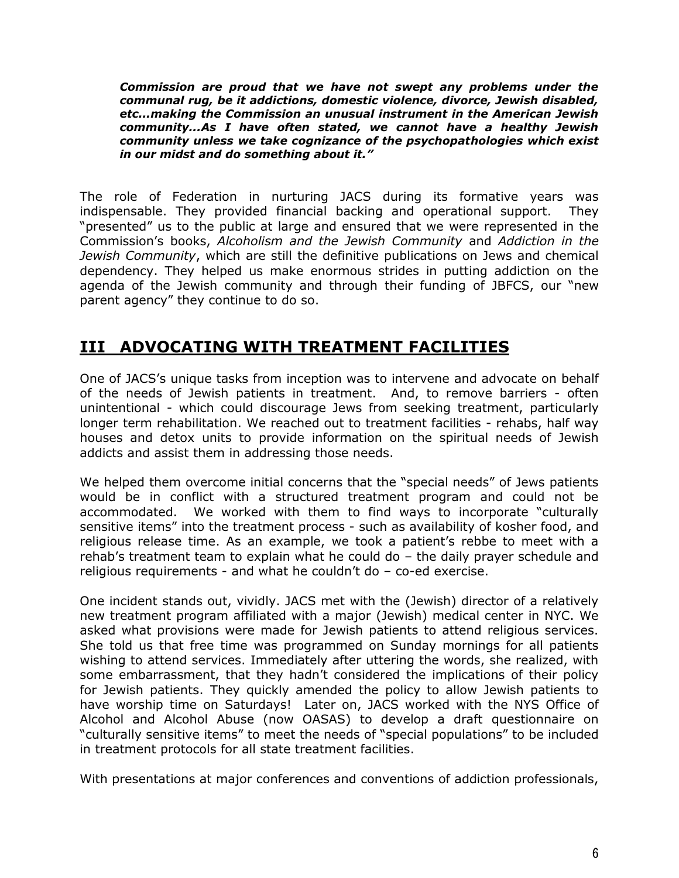> ***Commission are proud that we have not swept any problems under the communal rug, be it addictions, domestic violence, divorce, Jewish disabled, etc...making the Commission an unusual instrument in the American Jewish community...As I have often stated, we cannot have a healthy Jewish community unless we take cognizance of the psychopathologies which exist in our midst and do something about it."***

The role of Federation in nurturing JACS during its formative years was indispensable. They provided financial backing and operational support. They "presented" us to the public at large and ensured that we were represented in the Commission's books, *Alcoholism and the Jewish Community* and *Addiction in the Jewish Community*, which are still the definitive publications on Jews and chemical dependency. They helped us make enormous strides in putting addiction on the agenda of the Jewish community and through their funding of JBFCS, our "new parent agency" they continue to do so.

## III ADVOCATING WITH TREATMENT FACILITIES

One of JACS's unique tasks from inception was to intervene and advocate on behalf of the needs of Jewish patients in treatment. And, to remove barriers - often unintentional - which could discourage Jews from seeking treatment, particularly longer term rehabilitation. We reached out to treatment facilities - rehabs, half way houses and detox units to provide information on the spiritual needs of Jewish addicts and assist them in addressing those needs.

We helped them overcome initial concerns that the "special needs" of Jews patients would be in conflict with a structured treatment program and could not be accommodated. We worked with them to find ways to incorporate "culturally sensitive items" into the treatment process - such as availability of kosher food, and religious release time. As an example, we took a patient's rebbe to meet with a rehab's treatment team to explain what he could do – the daily prayer schedule and religious requirements - and what he couldn't do – co-ed exercise.

One incident stands out, vividly. JACS met with the (Jewish) director of a relatively new treatment program affiliated with a major (Jewish) medical center in NYC. We asked what provisions were made for Jewish patients to attend religious services. She told us that free time was programmed on Sunday mornings for all patients wishing to attend services. Immediately after uttering the words, she realized, with some embarrassment, that they hadn't considered the implications of their policy for Jewish patients. They quickly amended the policy to allow Jewish patients to have worship time on Saturdays! Later on, JACS worked with the NYS Office of Alcohol and Alcohol Abuse (now OASAS) to develop a draft questionnaire on "culturally sensitive items" to meet the needs of "special populations" to be included in treatment protocols for all state treatment facilities.

With presentations at major conferences and conventions of addiction professionals,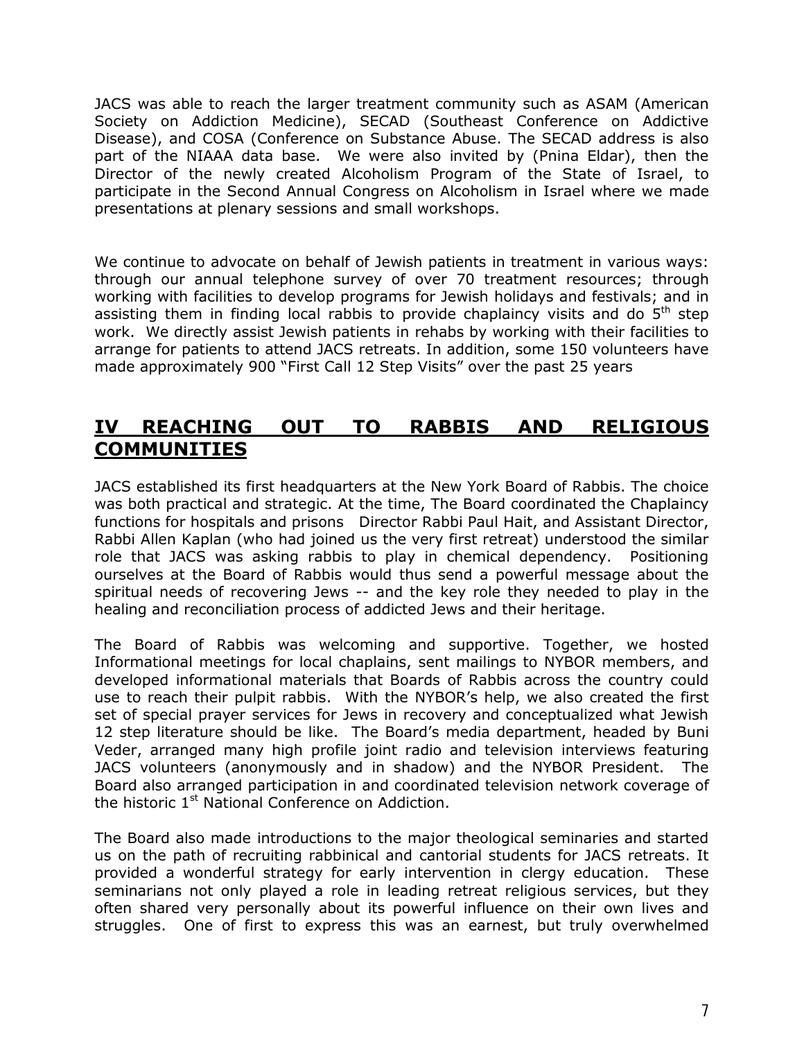JACS was able to reach the larger treatment community such as ASAM (American Society on Addiction Medicine), SECAD (Southeast Conference on Addictive Disease), and COSA (Conference on Substance Abuse. The SECAD address is also part of the NIAAA data base. We were also invited by (Pnina Eldar), then the Director of the newly created Alcoholism Program of the State of Israel, to participate in the Second Annual Congress on Alcoholism in Israel where we made presentations at plenary sessions and small workshops.

We continue to advocate on behalf of Jewish patients in treatment in various ways: through our annual telephone survey of over 70 treatment resources; through working with facilities to develop programs for Jewish holidays and festivals; and in assisting them in finding local rabbis to provide chaplaincy visits and do 5th step work. We directly assist Jewish patients in rehabs by working with their facilities to arrange for patients to attend JACS retreats. In addition, some 150 volunteers have made approximately 900 "First Call 12 Step Visits" over the past 25 years

## IV REACHING OUT TO RABBIS AND RELIGIOUS COMMUNITIES

JACS established its first headquarters at the New York Board of Rabbis. The choice was both practical and strategic. At the time, The Board coordinated the Chaplaincy functions for hospitals and prisons Director Rabbi Paul Hait, and Assistant Director, Rabbi Allen Kaplan (who had joined us the very first retreat) understood the similar role that JACS was asking rabbis to play in chemical dependency. Positioning ourselves at the Board of Rabbis would thus send a powerful message about the spiritual needs of recovering Jews -- and the key role they needed to play in the healing and reconciliation process of addicted Jews and their heritage.

The Board of Rabbis was welcoming and supportive. Together, we hosted Informational meetings for local chaplains, sent mailings to NYBOR members, and developed informational materials that Boards of Rabbis across the country could use to reach their pulpit rabbis. With the NYBOR's help, we also created the first set of special prayer services for Jews in recovery and conceptualized what Jewish 12 step literature should be like. The Board's media department, headed by Buni Veder, arranged many high profile joint radio and television interviews featuring JACS volunteers (anonymously and in shadow) and the NYBOR President. The Board also arranged participation in and coordinated television network coverage of the historic 1st National Conference on Addiction.

The Board also made introductions to the major theological seminaries and started us on the path of recruiting rabbinical and cantorial students for JACS retreats. It provided a wonderful strategy for early intervention in clergy education. These seminarians not only played a role in leading retreat religious services, but they often shared very personally about its powerful influence on their own lives and struggles. One of first to express this was an earnest, but truly overwhelmed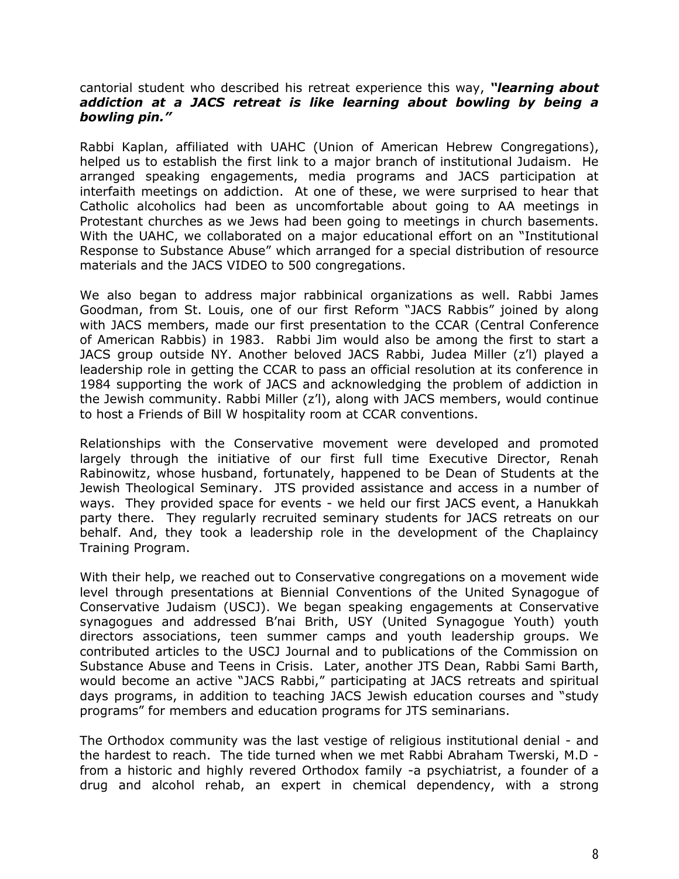cantorial student who described his retreat experience this way, ***"learning about addiction at a JACS retreat is like learning about bowling by being a bowling pin."***

Rabbi Kaplan, affiliated with UAHC (Union of American Hebrew Congregations), helped us to establish the first link to a major branch of institutional Judaism. He arranged speaking engagements, media programs and JACS participation at interfaith meetings on addiction. At one of these, we were surprised to hear that Catholic alcoholics had been as uncomfortable about going to AA meetings in Protestant churches as we Jews had been going to meetings in church basements. With the UAHC, we collaborated on a major educational effort on an "Institutional Response to Substance Abuse" which arranged for a special distribution of resource materials and the JACS VIDEO to 500 congregations.

We also began to address major rabbinical organizations as well. Rabbi James Goodman, from St. Louis, one of our first Reform "JACS Rabbis" joined by along with JACS members, made our first presentation to the CCAR (Central Conference of American Rabbis) in 1983. Rabbi Jim would also be among the first to start a JACS group outside NY. Another beloved JACS Rabbi, Judea Miller (z'l) played a leadership role in getting the CCAR to pass an official resolution at its conference in 1984 supporting the work of JACS and acknowledging the problem of addiction in the Jewish community. Rabbi Miller (z'l), along with JACS members, would continue to host a Friends of Bill W hospitality room at CCAR conventions.

Relationships with the Conservative movement were developed and promoted largely through the initiative of our first full time Executive Director, Renah Rabinowitz, whose husband, fortunately, happened to be Dean of Students at the Jewish Theological Seminary. JTS provided assistance and access in a number of ways. They provided space for events - we held our first JACS event, a Hanukkah party there. They regularly recruited seminary students for JACS retreats on our behalf. And, they took a leadership role in the development of the Chaplaincy Training Program.

With their help, we reached out to Conservative congregations on a movement wide level through presentations at Biennial Conventions of the United Synagogue of Conservative Judaism (USCJ). We began speaking engagements at Conservative synagogues and addressed B'nai Brith, USY (United Synagogue Youth) youth directors associations, teen summer camps and youth leadership groups. We contributed articles to the USCJ Journal and to publications of the Commission on Substance Abuse and Teens in Crisis. Later, another JTS Dean, Rabbi Sami Barth, would become an active "JACS Rabbi," participating at JACS retreats and spiritual days programs, in addition to teaching JACS Jewish education courses and "study programs" for members and education programs for JTS seminarians.

The Orthodox community was the last vestige of religious institutional denial - and the hardest to reach. The tide turned when we met Rabbi Abraham Twerski, M.D - from a historic and highly revered Orthodox family -a psychiatrist, a founder of a drug and alcohol rehab, an expert in chemical dependency, with a strong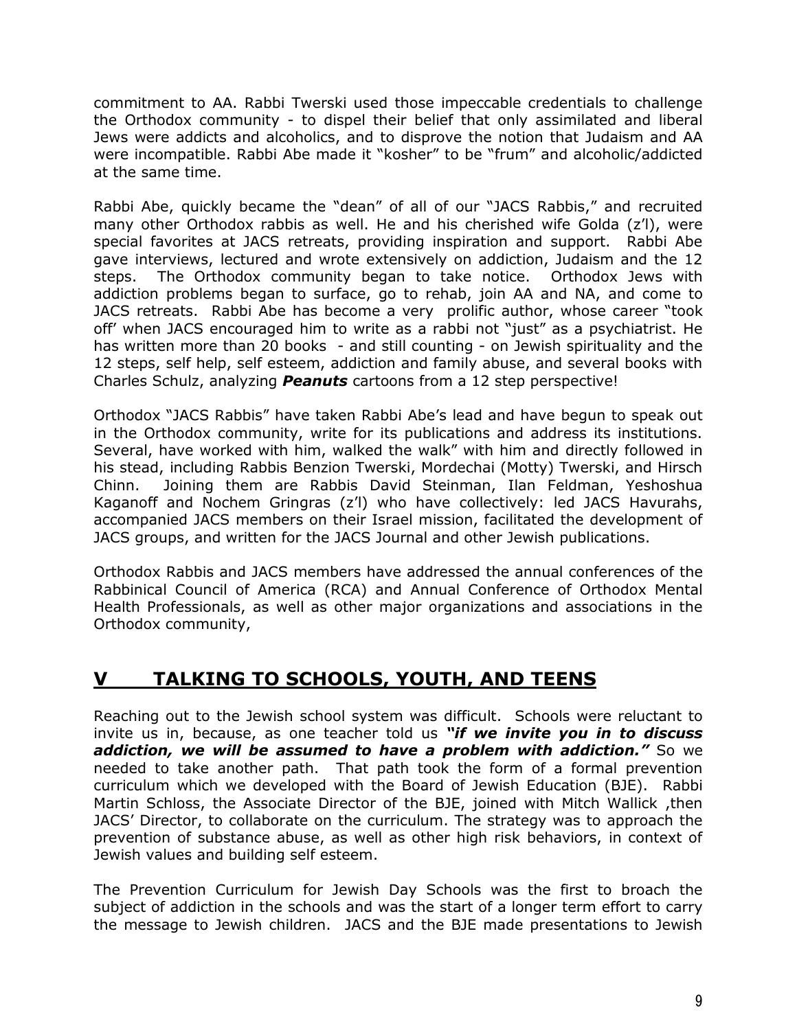commitment to AA. Rabbi Twerski used those impeccable credentials to challenge the Orthodox community - to dispel their belief that only assimilated and liberal Jews were addicts and alcoholics, and to disprove the notion that Judaism and AA were incompatible. Rabbi Abe made it "kosher" to be "frum" and alcoholic/addicted at the same time.

Rabbi Abe, quickly became the "dean" of all of our "JACS Rabbis," and recruited many other Orthodox rabbis as well. He and his cherished wife Golda (z'l), were special favorites at JACS retreats, providing inspiration and support. Rabbi Abe gave interviews, lectured and wrote extensively on addiction, Judaism and the 12 steps. The Orthodox community began to take notice. Orthodox Jews with addiction problems began to surface, go to rehab, join AA and NA, and come to JACS retreats. Rabbi Abe has become a very prolific author, whose career "took off' when JACS encouraged him to write as a rabbi not "just" as a psychiatrist. He has written more than 20 books - and still counting - on Jewish spirituality and the 12 steps, self help, self esteem, addiction and family abuse, and several books with Charles Schulz, analyzing ***Peanuts*** cartoons from a 12 step perspective!

Orthodox "JACS Rabbis" have taken Rabbi Abe's lead and have begun to speak out in the Orthodox community, write for its publications and address its institutions. Several, have worked with him, walked the walk" with him and directly followed in his stead, including Rabbis Benzion Twerski, Mordechai (Motty) Twerski, and Hirsch Chinn. Joining them are Rabbis David Steinman, Ilan Feldman, Yeshoshua Kaganoff and Nochem Gringras (z'l) who have collectively: led JACS Havurahs, accompanied JACS members on their Israel mission, facilitated the development of JACS groups, and written for the JACS Journal and other Jewish publications.

Orthodox Rabbis and JACS members have addressed the annual conferences of the Rabbinical Council of America (RCA) and Annual Conference of Orthodox Mental Health Professionals, as well as other major organizations and associations in the Orthodox community,

## V TALKING TO SCHOOLS, YOUTH, AND TEENS

Reaching out to the Jewish school system was difficult. Schools were reluctant to invite us in, because, as one teacher told us ***"if we invite you in to discuss addiction, we will be assumed to have a problem with addiction."*** So we needed to take another path. That path took the form of a formal prevention curriculum which we developed with the Board of Jewish Education (BJE). Rabbi Martin Schloss, the Associate Director of the BJE, joined with Mitch Wallick ,then JACS' Director, to collaborate on the curriculum. The strategy was to approach the prevention of substance abuse, as well as other high risk behaviors, in context of Jewish values and building self esteem.

The Prevention Curriculum for Jewish Day Schools was the first to broach the subject of addiction in the schools and was the start of a longer term effort to carry the message to Jewish children. JACS and the BJE made presentations to Jewish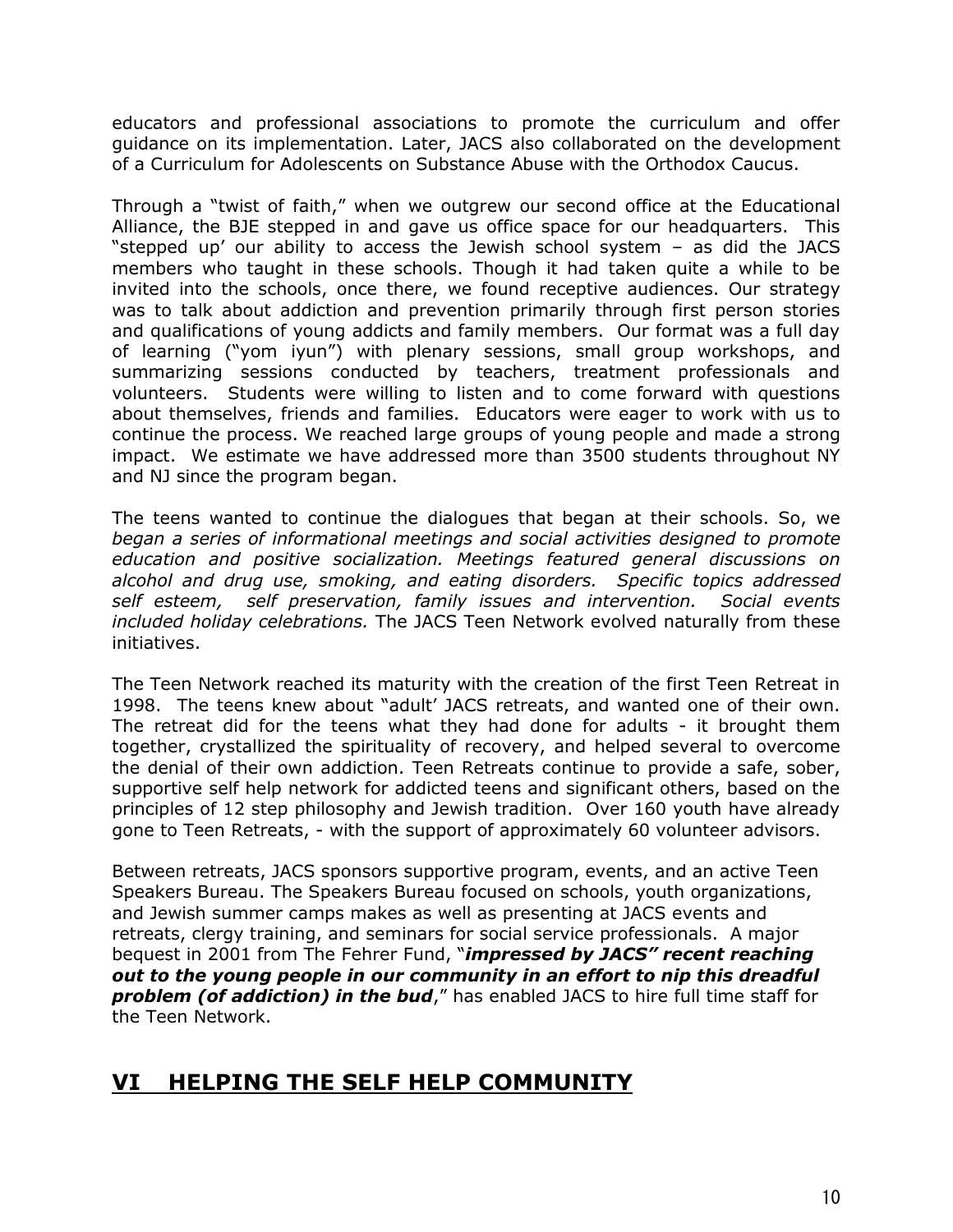educators and professional associations to promote the curriculum and offer guidance on its implementation. Later, JACS also collaborated on the development of a Curriculum for Adolescents on Substance Abuse with the Orthodox Caucus.

Through a "twist of faith," when we outgrew our second office at the Educational Alliance, the BJE stepped in and gave us office space for our headquarters. This "stepped up' our ability to access the Jewish school system – as did the JACS members who taught in these schools. Though it had taken quite a while to be invited into the schools, once there, we found receptive audiences. Our strategy was to talk about addiction and prevention primarily through first person stories and qualifications of young addicts and family members. Our format was a full day of learning ("yom iyun") with plenary sessions, small group workshops, and summarizing sessions conducted by teachers, treatment professionals and volunteers. Students were willing to listen and to come forward with questions about themselves, friends and families. Educators were eager to work with us to continue the process. We reached large groups of young people and made a strong impact. We estimate we have addressed more than 3500 students throughout NY and NJ since the program began.

The teens wanted to continue the dialogues that began at their schools. So, we *began a series of informational meetings and social activities designed to promote education and positive socialization. Meetings featured general discussions on alcohol and drug use, smoking, and eating disorders. Specific topics addressed self esteem, self preservation, family issues and intervention. Social events included holiday celebrations.* The JACS Teen Network evolved naturally from these initiatives.

The Teen Network reached its maturity with the creation of the first Teen Retreat in 1998. The teens knew about "adult' JACS retreats, and wanted one of their own. The retreat did for the teens what they had done for adults - it brought them together, crystallized the spirituality of recovery, and helped several to overcome the denial of their own addiction. Teen Retreats continue to provide a safe, sober, supportive self help network for addicted teens and significant others, based on the principles of 12 step philosophy and Jewish tradition. Over 160 youth have already gone to Teen Retreats, - with the support of approximately 60 volunteer advisors.

Between retreats, JACS sponsors supportive program, events, and an active Teen Speakers Bureau. The Speakers Bureau focused on schools, youth organizations, and Jewish summer camps makes as well as presenting at JACS events and retreats, clergy training, and seminars for social service professionals. A major bequest in 2001 from The Fehrer Fund, "***impressed by JACS" recent reaching out to the young people in our community in an effort to nip this dreadful problem (of addiction) in the bud***," has enabled JACS to hire full time staff for the Teen Network.

## VI HELPING THE SELF HELP COMMUNITY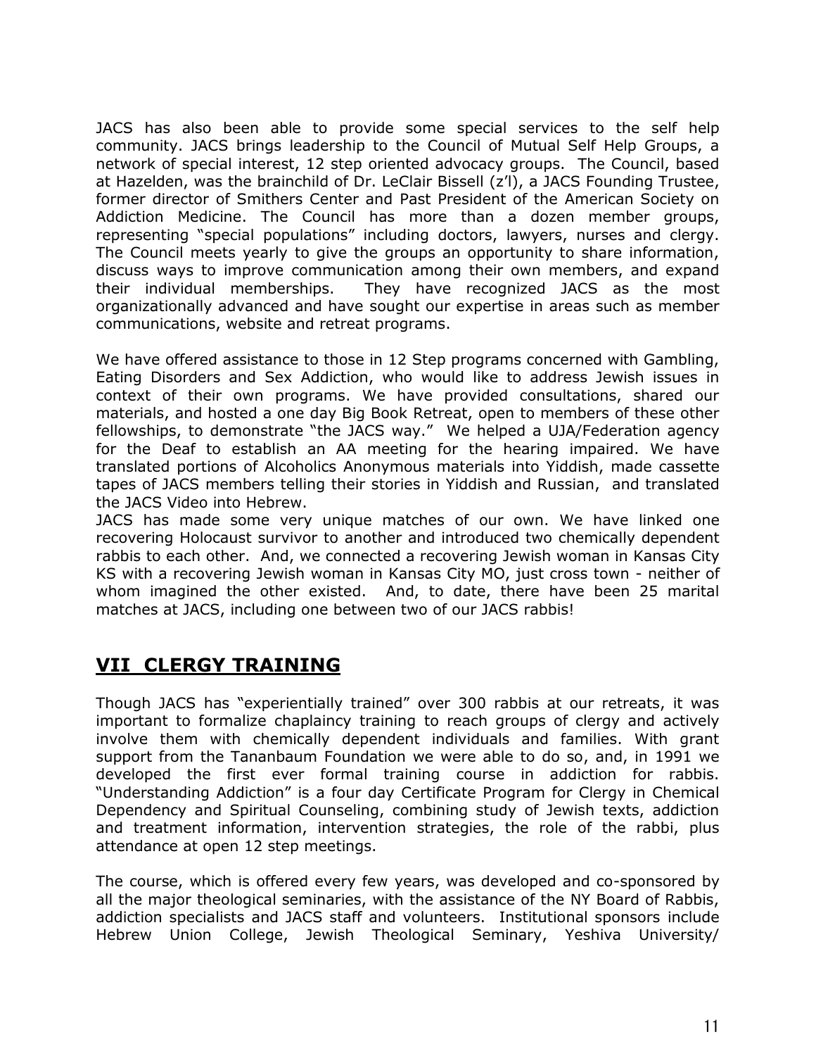JACS has also been able to provide some special services to the self help community. JACS brings leadership to the Council of Mutual Self Help Groups, a network of special interest, 12 step oriented advocacy groups. The Council, based at Hazelden, was the brainchild of Dr. LeClair Bissell (z'l), a JACS Founding Trustee, former director of Smithers Center and Past President of the American Society on Addiction Medicine. The Council has more than a dozen member groups, representing "special populations" including doctors, lawyers, nurses and clergy. The Council meets yearly to give the groups an opportunity to share information, discuss ways to improve communication among their own members, and expand their individual memberships. They have recognized JACS as the most organizationally advanced and have sought our expertise in areas such as member communications, website and retreat programs.

We have offered assistance to those in 12 Step programs concerned with Gambling, Eating Disorders and Sex Addiction, who would like to address Jewish issues in context of their own programs. We have provided consultations, shared our materials, and hosted a one day Big Book Retreat, open to members of these other fellowships, to demonstrate "the JACS way." We helped a UJA/Federation agency for the Deaf to establish an AA meeting for the hearing impaired. We have translated portions of Alcoholics Anonymous materials into Yiddish, made cassette tapes of JACS members telling their stories in Yiddish and Russian, and translated the JACS Video into Hebrew.

JACS has made some very unique matches of our own. We have linked one recovering Holocaust survivor to another and introduced two chemically dependent rabbis to each other. And, we connected a recovering Jewish woman in Kansas City KS with a recovering Jewish woman in Kansas City MO, just cross town - neither of whom imagined the other existed. And, to date, there have been 25 marital matches at JACS, including one between two of our JACS rabbis!

## VII CLERGY TRAINING

Though JACS has "experientially trained" over 300 rabbis at our retreats, it was important to formalize chaplaincy training to reach groups of clergy and actively involve them with chemically dependent individuals and families. With grant support from the Tananbaum Foundation we were able to do so, and, in 1991 we developed the first ever formal training course in addiction for rabbis. "Understanding Addiction" is a four day Certificate Program for Clergy in Chemical Dependency and Spiritual Counseling, combining study of Jewish texts, addiction and treatment information, intervention strategies, the role of the rabbi, plus attendance at open 12 step meetings.

The course, which is offered every few years, was developed and co-sponsored by all the major theological seminaries, with the assistance of the NY Board of Rabbis, addiction specialists and JACS staff and volunteers. Institutional sponsors include Hebrew Union College, Jewish Theological Seminary, Yeshiva University/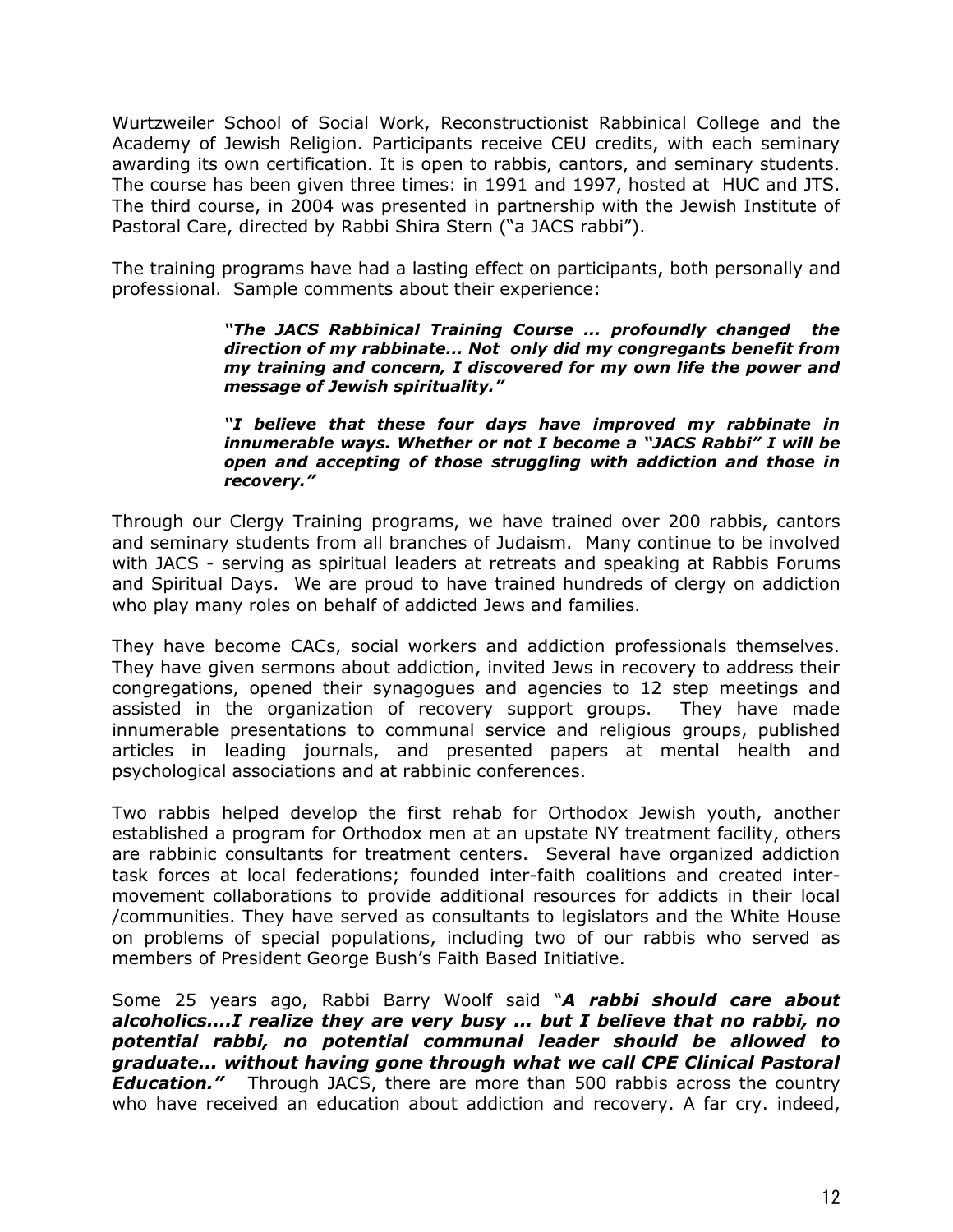Wurtzweiler School of Social Work, Reconstructionist Rabbinical College and the Academy of Jewish Religion. Participants receive CEU credits, with each seminary awarding its own certification. It is open to rabbis, cantors, and seminary students. The course has been given three times: in 1991 and 1997, hosted at HUC and JTS. The third course, in 2004 was presented in partnership with the Jewish Institute of Pastoral Care, directed by Rabbi Shira Stern ("a JACS rabbi").

The training programs have had a lasting effect on participants, both personally and professional. Sample comments about their experience:

> ***"The JACS Rabbinical Training Course ... profoundly changed the direction of my rabbinate… Not only did my congregants benefit from my training and concern, I discovered for my own life the power and message of Jewish spirituality."***
>
> ***"I believe that these four days have improved my rabbinate in innumerable ways. Whether or not I become a "JACS Rabbi" I will be open and accepting of those struggling with addiction and those in recovery."***

Through our Clergy Training programs, we have trained over 200 rabbis, cantors and seminary students from all branches of Judaism. Many continue to be involved with JACS - serving as spiritual leaders at retreats and speaking at Rabbis Forums and Spiritual Days. We are proud to have trained hundreds of clergy on addiction who play many roles on behalf of addicted Jews and families.

They have become CACs, social workers and addiction professionals themselves. They have given sermons about addiction, invited Jews in recovery to address their congregations, opened their synagogues and agencies to 12 step meetings and assisted in the organization of recovery support groups. They have made innumerable presentations to communal service and religious groups, published articles in leading journals, and presented papers at mental health and psychological associations and at rabbinic conferences.

Two rabbis helped develop the first rehab for Orthodox Jewish youth, another established a program for Orthodox men at an upstate NY treatment facility, others are rabbinic consultants for treatment centers. Several have organized addiction task forces at local federations; founded inter-faith coalitions and created inter-movement collaborations to provide additional resources for addicts in their local /communities. They have served as consultants to legislators and the White House on problems of special populations, including two of our rabbis who served as members of President George Bush's Faith Based Initiative.

Some 25 years ago, Rabbi Barry Woolf said "***A rabbi should care about alcoholics....I realize they are very busy ... but I believe that no rabbi, no potential rabbi, no potential communal leader should be allowed to graduate... without having gone through what we call CPE Clinical Pastoral Education."*** Through JACS, there are more than 500 rabbis across the country who have received an education about addiction and recovery. A far cry. indeed,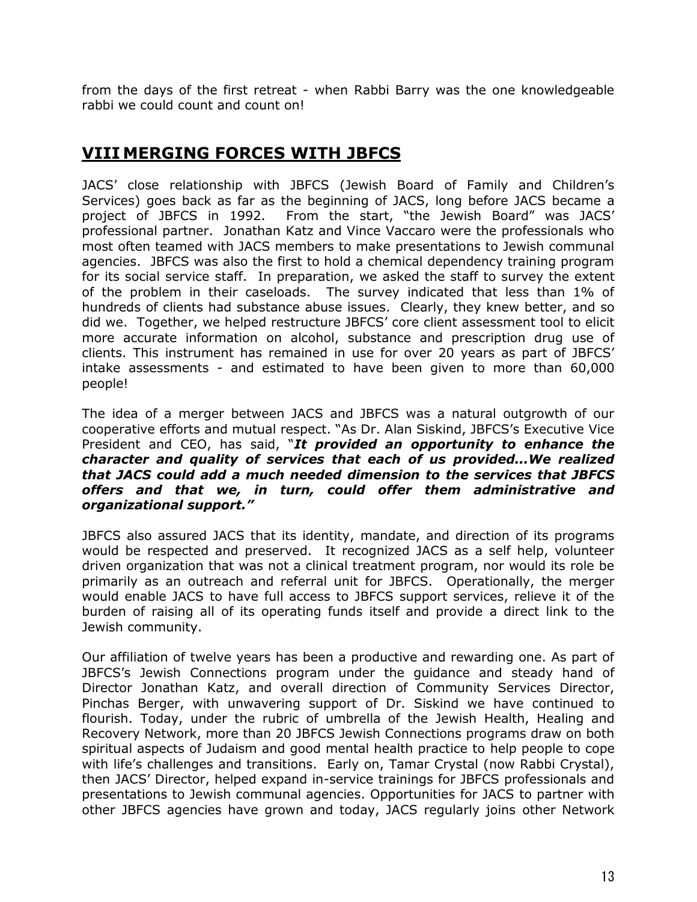from the days of the first retreat - when Rabbi Barry was the one knowledgeable rabbi we could count and count on!

## VIII MERGING FORCES WITH JBFCS

JACS' close relationship with JBFCS (Jewish Board of Family and Children's Services) goes back as far as the beginning of JACS, long before JACS became a project of JBFCS in 1992. From the start, "the Jewish Board" was JACS' professional partner. Jonathan Katz and Vince Vaccaro were the professionals who most often teamed with JACS members to make presentations to Jewish communal agencies. JBFCS was also the first to hold a chemical dependency training program for its social service staff. In preparation, we asked the staff to survey the extent of the problem in their caseloads. The survey indicated that less than 1% of hundreds of clients had substance abuse issues. Clearly, they knew better, and so did we. Together, we helped restructure JBFCS' core client assessment tool to elicit more accurate information on alcohol, substance and prescription drug use of clients. This instrument has remained in use for over 20 years as part of JBFCS' intake assessments - and estimated to have been given to more than 60,000 people!

The idea of a merger between JACS and JBFCS was a natural outgrowth of our cooperative efforts and mutual respect. "As Dr. Alan Siskind, JBFCS's Executive Vice President and CEO, has said, "***It provided an opportunity to enhance the character and quality of services that each of us provided…We realized that JACS could add a much needed dimension to the services that JBFCS offers and that we, in turn, could offer them administrative and organizational support."***

JBFCS also assured JACS that its identity, mandate, and direction of its programs would be respected and preserved. It recognized JACS as a self help, volunteer driven organization that was not a clinical treatment program, nor would its role be primarily as an outreach and referral unit for JBFCS. Operationally, the merger would enable JACS to have full access to JBFCS support services, relieve it of the burden of raising all of its operating funds itself and provide a direct link to the Jewish community.

Our affiliation of twelve years has been a productive and rewarding one. As part of JBFCS's Jewish Connections program under the guidance and steady hand of Director Jonathan Katz, and overall direction of Community Services Director, Pinchas Berger, with unwavering support of Dr. Siskind we have continued to flourish. Today, under the rubric of umbrella of the Jewish Health, Healing and Recovery Network, more than 20 JBFCS Jewish Connections programs draw on both spiritual aspects of Judaism and good mental health practice to help people to cope with life's challenges and transitions. Early on, Tamar Crystal (now Rabbi Crystal), then JACS' Director, helped expand in-service trainings for JBFCS professionals and presentations to Jewish communal agencies. Opportunities for JACS to partner with other JBFCS agencies have grown and today, JACS regularly joins other Network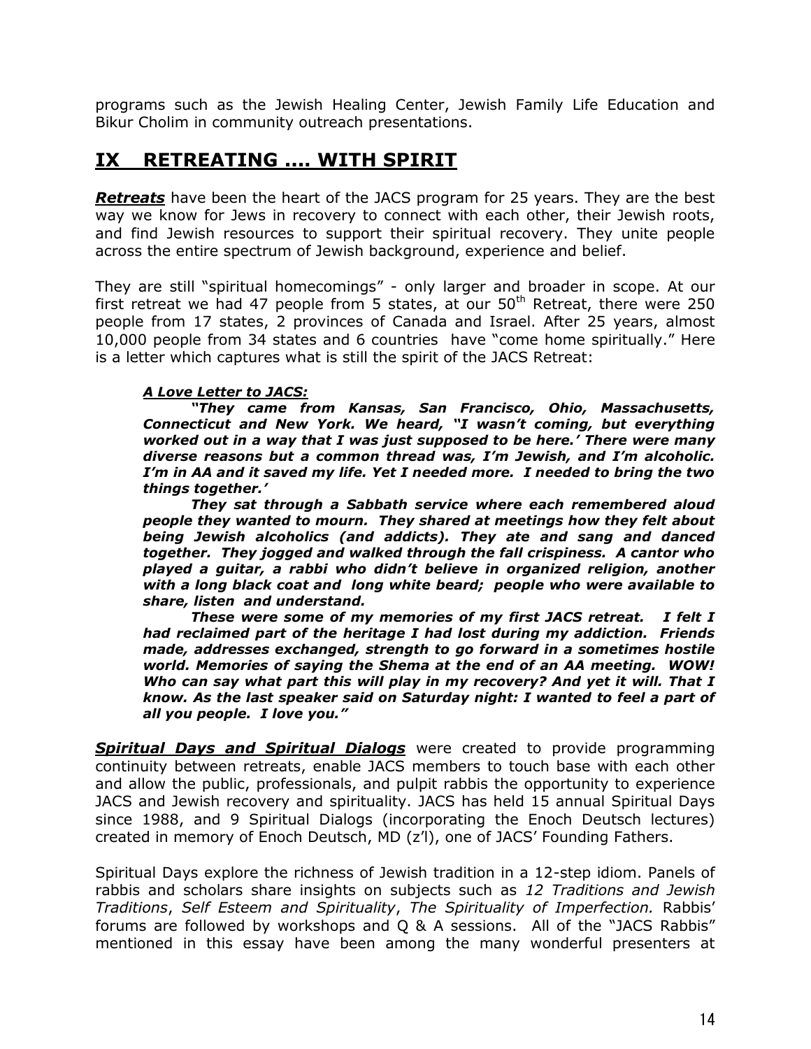programs such as the Jewish Healing Center, Jewish Family Life Education and Bikur Cholim in community outreach presentations.

## IX RETREATING .... WITH SPIRIT

***Retreats*** have been the heart of the JACS program for 25 years. They are the best way we know for Jews in recovery to connect with each other, their Jewish roots, and find Jewish resources to support their spiritual recovery. They unite people across the entire spectrum of Jewish background, experience and belief.

They are still "spiritual homecomings" - only larger and broader in scope. At our first retreat we had 47 people from 5 states, at our 50th Retreat, there were 250 people from 17 states, 2 provinces of Canada and Israel. After 25 years, almost 10,000 people from 34 states and 6 countries have "come home spiritually." Here is a letter which captures what is still the spirit of the JACS Retreat:

> ***A Love Letter to JACS:***
>
> ***"They came from Kansas, San Francisco, Ohio, Massachusetts, Connecticut and New York. We heard, "I wasn't coming, but everything worked out in a way that I was just supposed to be here.' There were many diverse reasons but a common thread was, I'm Jewish, and I'm alcoholic. I'm in AA and it saved my life. Yet I needed more. I needed to bring the two things together.'***
>
> ***They sat through a Sabbath service where each remembered aloud people they wanted to mourn. They shared at meetings how they felt about being Jewish alcoholics (and addicts). They ate and sang and danced together. They jogged and walked through the fall crispiness. A cantor who played a guitar, a rabbi who didn't believe in organized religion, another with a long black coat and long white beard; people who were available to share, listen and understand.***
>
> ***These were some of my memories of my first JACS retreat. I felt I had reclaimed part of the heritage I had lost during my addiction. Friends made, addresses exchanged, strength to go forward in a sometimes hostile world. Memories of saying the Shema at the end of an AA meeting. WOW! Who can say what part this will play in my recovery? And yet it will. That I know. As the last speaker said on Saturday night: I wanted to feel a part of all you people. I love you."***

***Spiritual Days and Spiritual Dialogs*** were created to provide programming continuity between retreats, enable JACS members to touch base with each other and allow the public, professionals, and pulpit rabbis the opportunity to experience JACS and Jewish recovery and spirituality. JACS has held 15 annual Spiritual Days since 1988, and 9 Spiritual Dialogs (incorporating the Enoch Deutsch lectures) created in memory of Enoch Deutsch, MD (z'l), one of JACS' Founding Fathers.

Spiritual Days explore the richness of Jewish tradition in a 12-step idiom. Panels of rabbis and scholars share insights on subjects such as *12 Traditions and Jewish Traditions*, *Self Esteem and Spirituality*, *The Spirituality of Imperfection.* Rabbis' forums are followed by workshops and Q & A sessions. All of the "JACS Rabbis" mentioned in this essay have been among the many wonderful presenters at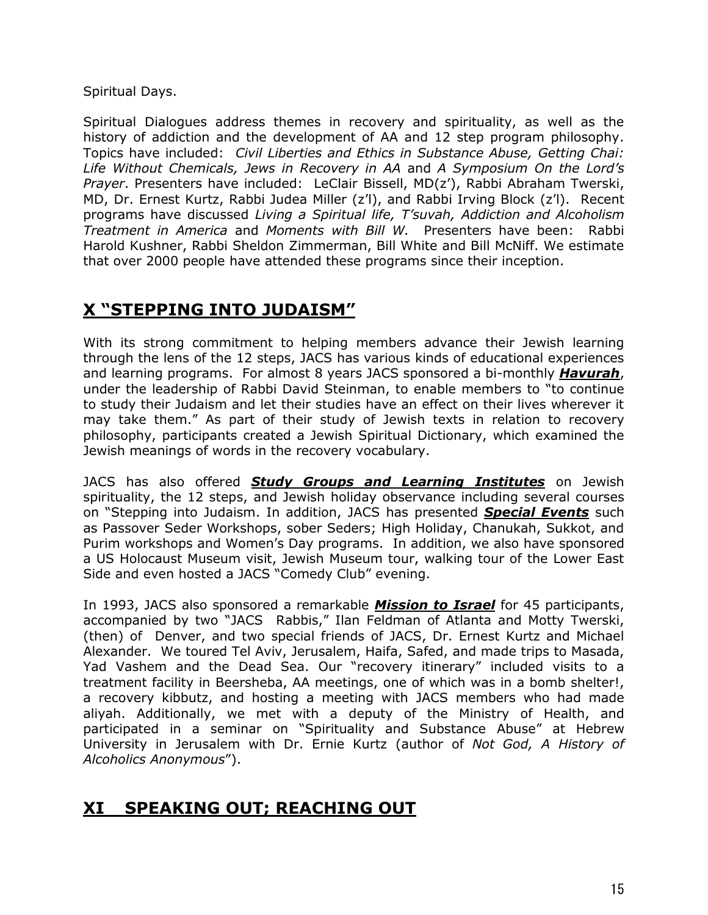Spiritual Days.

Spiritual Dialogues address themes in recovery and spirituality, as well as the history of addiction and the development of AA and 12 step program philosophy. Topics have included: *Civil Liberties and Ethics in Substance Abuse, Getting Chai: Life Without Chemicals, Jews in Recovery in AA* and *A Symposium On the Lord's Prayer*. Presenters have included: LeClair Bissell, MD(z'), Rabbi Abraham Twerski, MD, Dr. Ernest Kurtz, Rabbi Judea Miller (z'l), and Rabbi Irving Block (z'l). Recent programs have discussed *Living a Spiritual life, T'suvah, Addiction and Alcoholism Treatment in America* and *Moments with Bill W.* Presenters have been: Rabbi Harold Kushner, Rabbi Sheldon Zimmerman, Bill White and Bill McNiff. We estimate that over 2000 people have attended these programs since their inception.

## X "STEPPING INTO JUDAISM"

With its strong commitment to helping members advance their Jewish learning through the lens of the 12 steps, JACS has various kinds of educational experiences and learning programs. For almost 8 years JACS sponsored a bi-monthly ***Havurah***, under the leadership of Rabbi David Steinman, to enable members to "to continue to study their Judaism and let their studies have an effect on their lives wherever it may take them." As part of their study of Jewish texts in relation to recovery philosophy, participants created a Jewish Spiritual Dictionary, which examined the Jewish meanings of words in the recovery vocabulary.

JACS has also offered ***Study Groups and Learning Institutes*** on Jewish spirituality, the 12 steps, and Jewish holiday observance including several courses on "Stepping into Judaism. In addition, JACS has presented ***Special Events*** such as Passover Seder Workshops, sober Seders; High Holiday, Chanukah, Sukkot, and Purim workshops and Women's Day programs. In addition, we also have sponsored a US Holocaust Museum visit, Jewish Museum tour, walking tour of the Lower East Side and even hosted a JACS "Comedy Club" evening.

In 1993, JACS also sponsored a remarkable ***Mission to Israel*** for 45 participants, accompanied by two "JACS Rabbis," Ilan Feldman of Atlanta and Motty Twerski, (then) of Denver, and two special friends of JACS, Dr. Ernest Kurtz and Michael Alexander. We toured Tel Aviv, Jerusalem, Haifa, Safed, and made trips to Masada, Yad Vashem and the Dead Sea. Our "recovery itinerary" included visits to a treatment facility in Beersheba, AA meetings, one of which was in a bomb shelter!, a recovery kibbutz, and hosting a meeting with JACS members who had made aliyah. Additionally, we met with a deputy of the Ministry of Health, and participated in a seminar on "Spirituality and Substance Abuse" at Hebrew University in Jerusalem with Dr. Ernie Kurtz (author of *Not God, A History of Alcoholics Anonymous*").

## XI SPEAKING OUT; REACHING OUT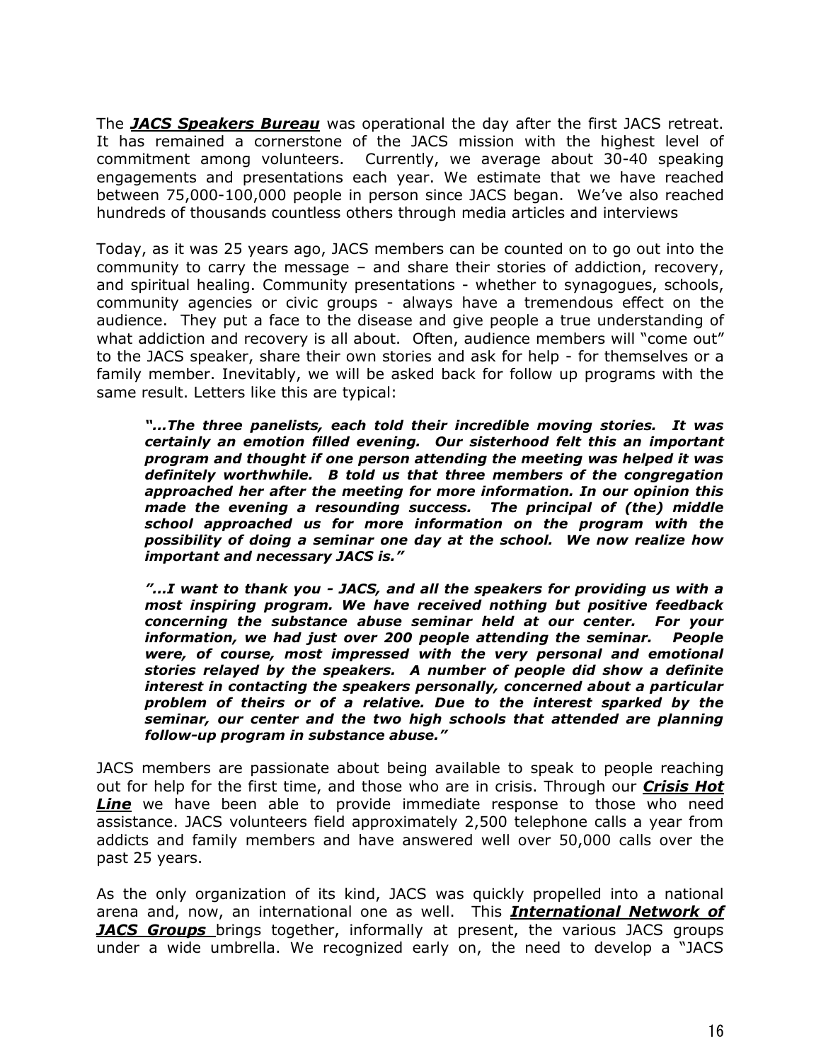The ***JACS Speakers Bureau*** was operational the day after the first JACS retreat. It has remained a cornerstone of the JACS mission with the highest level of commitment among volunteers. Currently, we average about 30-40 speaking engagements and presentations each year. We estimate that we have reached between 75,000-100,000 people in person since JACS began. We've also reached hundreds of thousands countless others through media articles and interviews

Today, as it was 25 years ago, JACS members can be counted on to go out into the community to carry the message – and share their stories of addiction, recovery, and spiritual healing. Community presentations - whether to synagogues, schools, community agencies or civic groups - always have a tremendous effect on the audience. They put a face to the disease and give people a true understanding of what addiction and recovery is all about. Often, audience members will "come out" to the JACS speaker, share their own stories and ask for help - for themselves or a family member. Inevitably, we will be asked back for follow up programs with the same result. Letters like this are typical:

> ***"…The three panelists, each told their incredible moving stories. It was certainly an emotion filled evening. Our sisterhood felt this an important program and thought if one person attending the meeting was helped it was definitely worthwhile. B told us that three members of the congregation approached her after the meeting for more information. In our opinion this made the evening a resounding success. The principal of (the) middle school approached us for more information on the program with the possibility of doing a seminar one day at the school. We now realize how important and necessary JACS is."***
>
> ***"…I want to thank you - JACS, and all the speakers for providing us with a most inspiring program. We have received nothing but positive feedback concerning the substance abuse seminar held at our center. For your information, we had just over 200 people attending the seminar. People were, of course, most impressed with the very personal and emotional stories relayed by the speakers. A number of people did show a definite interest in contacting the speakers personally, concerned about a particular problem of theirs or of a relative. Due to the interest sparked by the seminar, our center and the two high schools that attended are planning follow-up program in substance abuse."***

JACS members are passionate about being available to speak to people reaching out for help for the first time, and those who are in crisis. Through our ***Crisis Hot Line*** we have been able to provide immediate response to those who need assistance. JACS volunteers field approximately 2,500 telephone calls a year from addicts and family members and have answered well over 50,000 calls over the past 25 years.

As the only organization of its kind, JACS was quickly propelled into a national arena and, now, an international one as well. This ***International Network of JACS Groups*** brings together, informally at present, the various JACS groups under a wide umbrella. We recognized early on, the need to develop a "JACS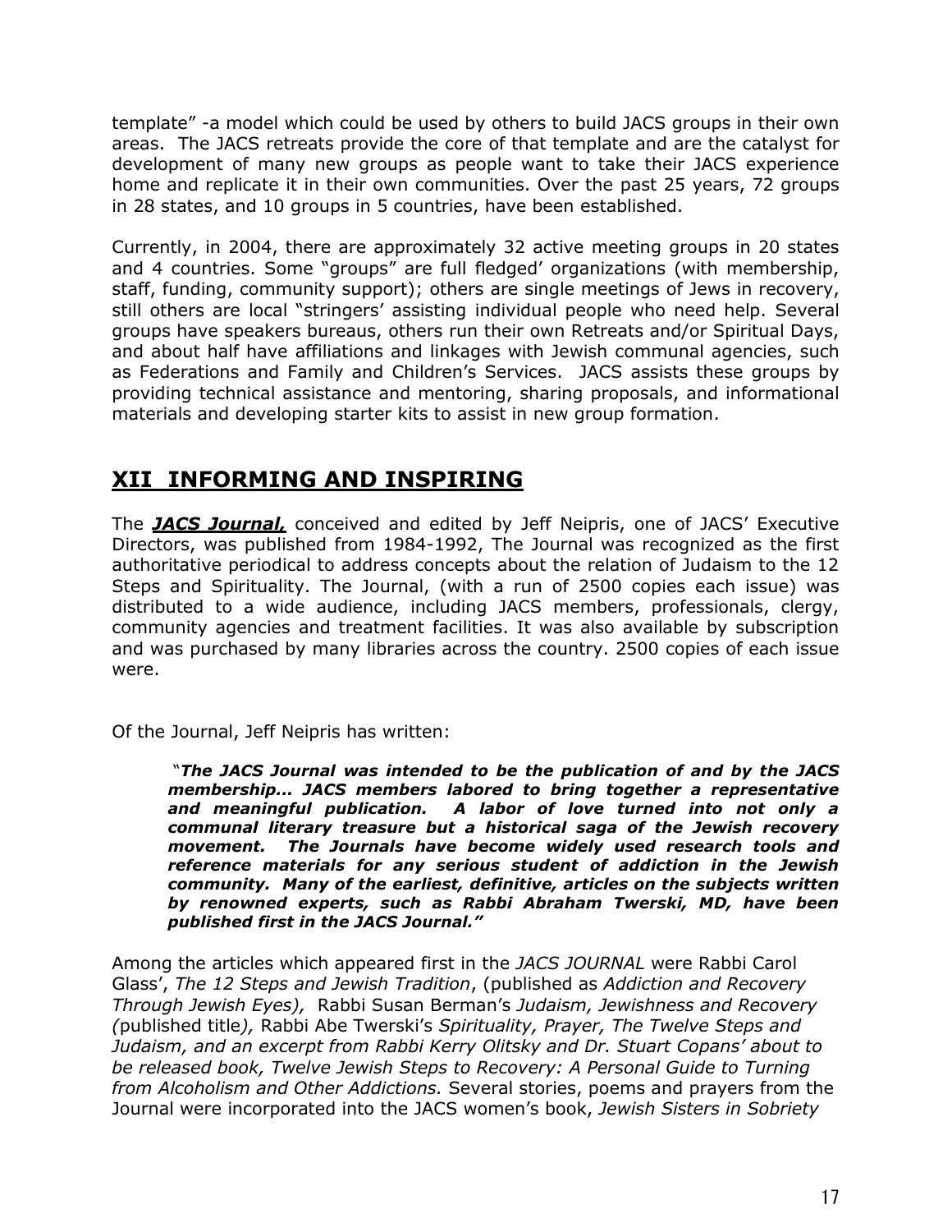template" -a model which could be used by others to build JACS groups in their own areas. The JACS retreats provide the core of that template and are the catalyst for development of many new groups as people want to take their JACS experience home and replicate it in their own communities. Over the past 25 years, 72 groups in 28 states, and 10 groups in 5 countries, have been established.

Currently, in 2004, there are approximately 32 active meeting groups in 20 states and 4 countries. Some "groups" are full fledged' organizations (with membership, staff, funding, community support); others are single meetings of Jews in recovery, still others are local "stringers' assisting individual people who need help. Several groups have speakers bureaus, others run their own Retreats and/or Spiritual Days, and about half have affiliations and linkages with Jewish communal agencies, such as Federations and Family and Children's Services. JACS assists these groups by providing technical assistance and mentoring, sharing proposals, and informational materials and developing starter kits to assist in new group formation.

## XII INFORMING AND INSPIRING

The ***JACS Journal,*** conceived and edited by Jeff Neipris, one of JACS' Executive Directors, was published from 1984-1992, The Journal was recognized as the first authoritative periodical to address concepts about the relation of Judaism to the 12 Steps and Spirituality. The Journal, (with a run of 2500 copies each issue) was distributed to a wide audience, including JACS members, professionals, clergy, community agencies and treatment facilities. It was also available by subscription and was purchased by many libraries across the country. 2500 copies of each issue were.

Of the Journal, Jeff Neipris has written:

> "***The JACS Journal was intended to be the publication of and by the JACS membership... JACS members labored to bring together a representative and meaningful publication. A labor of love turned into not only a communal literary treasure but a historical saga of the Jewish recovery movement. The Journals have become widely used research tools and reference materials for any serious student of addiction in the Jewish community. Many of the earliest, definitive, articles on the subjects written by renowned experts, such as Rabbi Abraham Twerski, MD, have been published first in the JACS Journal."***

Among the articles which appeared first in the *JACS JOURNAL* were Rabbi Carol Glass', *The 12 Steps and Jewish Tradition*, (published as *Addiction and Recovery Through Jewish Eyes),* Rabbi Susan Berman's *Judaism, Jewishness and Recovery (*published title*),* Rabbi Abe Twerski's *Spirituality, Prayer, The Twelve Steps and Judaism, and an excerpt from Rabbi Kerry Olitsky and Dr. Stuart Copans' about to be released book, Twelve Jewish Steps to Recovery: A Personal Guide to Turning from Alcoholism and Other Addictions.* Several stories, poems and prayers from the Journal were incorporated into the JACS women's book, *Jewish Sisters in Sobriety*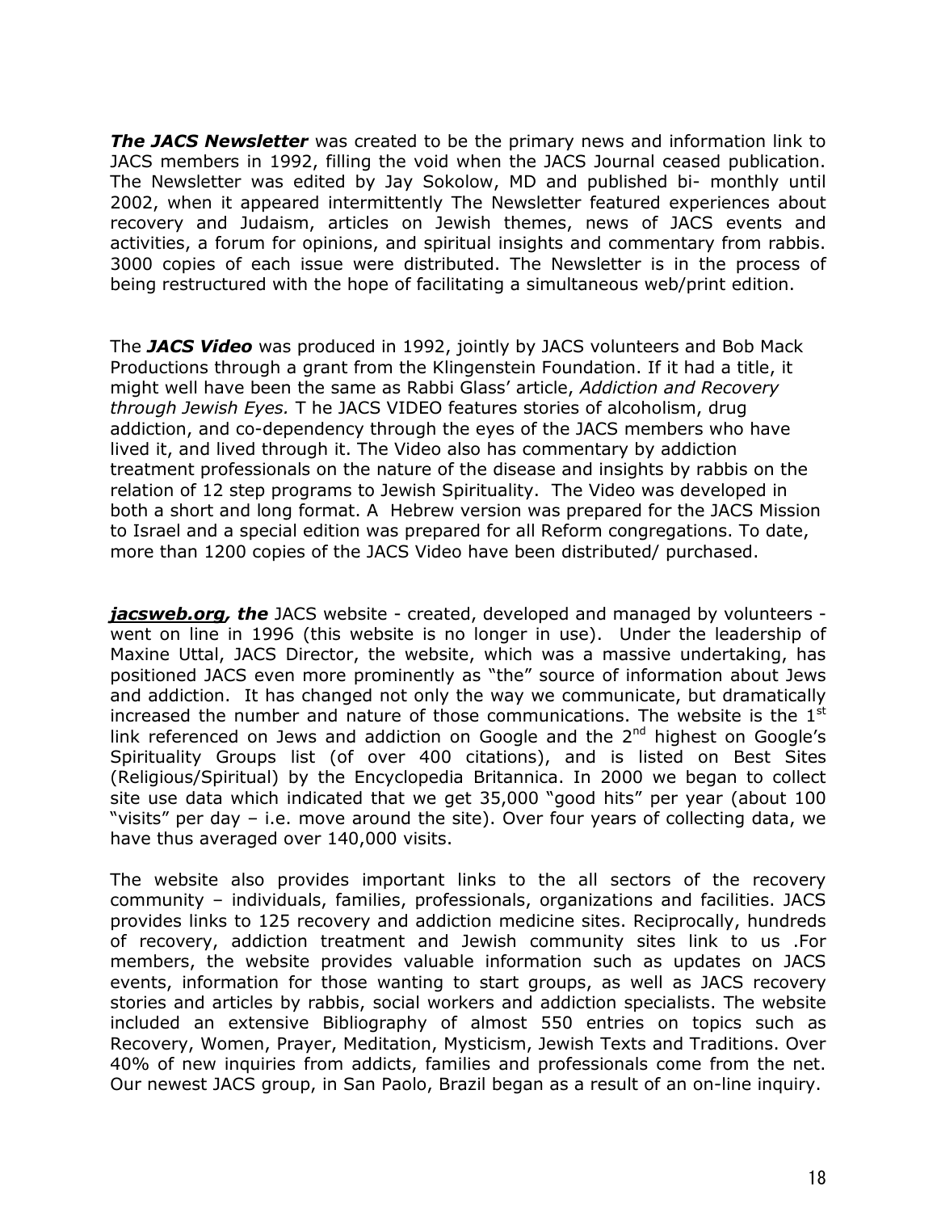***The JACS Newsletter*** was created to be the primary news and information link to JACS members in 1992, filling the void when the JACS Journal ceased publication. The Newsletter was edited by Jay Sokolow, MD and published bi- monthly until 2002, when it appeared intermittently The Newsletter featured experiences about recovery and Judaism, articles on Jewish themes, news of JACS events and activities, a forum for opinions, and spiritual insights and commentary from rabbis. 3000 copies of each issue were distributed. The Newsletter is in the process of being restructured with the hope of facilitating a simultaneous web/print edition.

The ***JACS Video*** was produced in 1992, jointly by JACS volunteers and Bob Mack Productions through a grant from the Klingenstein Foundation. If it had a title, it might well have been the same as Rabbi Glass' article, *Addiction and Recovery through Jewish Eyes.* T he JACS VIDEO features stories of alcoholism, drug addiction, and co-dependency through the eyes of the JACS members who have lived it, and lived through it. The Video also has commentary by addiction treatment professionals on the nature of the disease and insights by rabbis on the relation of 12 step programs to Jewish Spirituality. The Video was developed in both a short and long format. A Hebrew version was prepared for the JACS Mission to Israel and a special edition was prepared for all Reform congregations. To date, more than 1200 copies of the JACS Video have been distributed/ purchased.

***jacsweb.org, the*** JACS website - created, developed and managed by volunteers - went on line in 1996 (this website is no longer in use). Under the leadership of Maxine Uttal, JACS Director, the website, which was a massive undertaking, has positioned JACS even more prominently as "the" source of information about Jews and addiction. It has changed not only the way we communicate, but dramatically increased the number and nature of those communications. The website is the 1st link referenced on Jews and addiction on Google and the 2nd highest on Google's Spirituality Groups list (of over 400 citations), and is listed on Best Sites (Religious/Spiritual) by the Encyclopedia Britannica. In 2000 we began to collect site use data which indicated that we get 35,000 "good hits" per year (about 100 "visits" per day – i.e. move around the site). Over four years of collecting data, we have thus averaged over 140,000 visits.

The website also provides important links to the all sectors of the recovery community – individuals, families, professionals, organizations and facilities. JACS provides links to 125 recovery and addiction medicine sites. Reciprocally, hundreds of recovery, addiction treatment and Jewish community sites link to us .For members, the website provides valuable information such as updates on JACS events, information for those wanting to start groups, as well as JACS recovery stories and articles by rabbis, social workers and addiction specialists. The website included an extensive Bibliography of almost 550 entries on topics such as Recovery, Women, Prayer, Meditation, Mysticism, Jewish Texts and Traditions. Over 40% of new inquiries from addicts, families and professionals come from the net. Our newest JACS group, in San Paolo, Brazil began as a result of an on-line inquiry.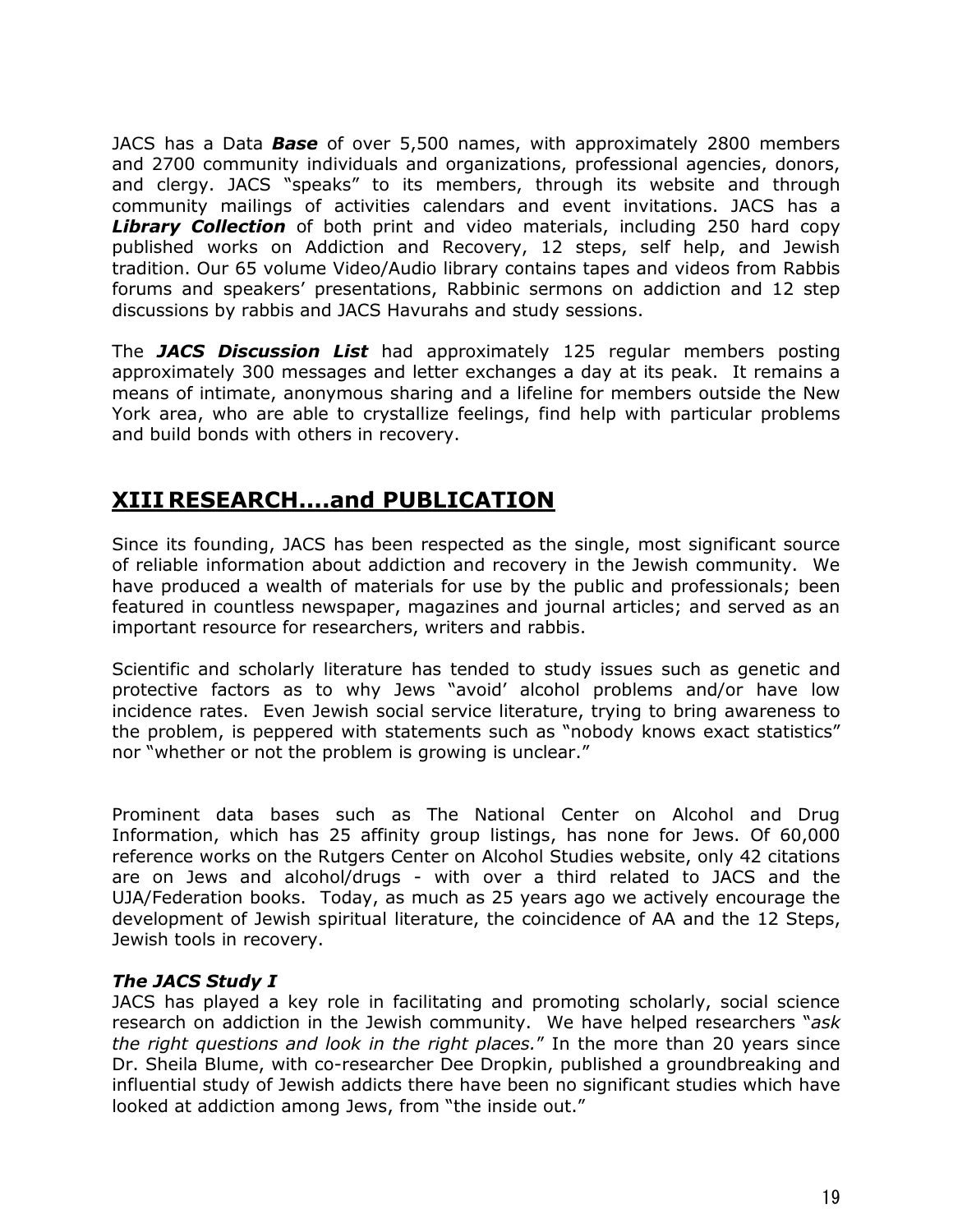JACS has a Data ***Base*** of over 5,500 names, with approximately 2800 members and 2700 community individuals and organizations, professional agencies, donors, and clergy. JACS "speaks" to its members, through its website and through community mailings of activities calendars and event invitations. JACS has a ***Library Collection*** of both print and video materials, including 250 hard copy published works on Addiction and Recovery, 12 steps, self help, and Jewish tradition. Our 65 volume Video/Audio library contains tapes and videos from Rabbis forums and speakers' presentations, Rabbinic sermons on addiction and 12 step discussions by rabbis and JACS Havurahs and study sessions.

The ***JACS Discussion List*** had approximately 125 regular members posting approximately 300 messages and letter exchanges a day at its peak. It remains a means of intimate, anonymous sharing and a lifeline for members outside the New York area, who are able to crystallize feelings, find help with particular problems and build bonds with others in recovery.

## XIII RESEARCH….and PUBLICATION

Since its founding, JACS has been respected as the single, most significant source of reliable information about addiction and recovery in the Jewish community. We have produced a wealth of materials for use by the public and professionals; been featured in countless newspaper, magazines and journal articles; and served as an important resource for researchers, writers and rabbis.

Scientific and scholarly literature has tended to study issues such as genetic and protective factors as to why Jews "avoid' alcohol problems and/or have low incidence rates. Even Jewish social service literature, trying to bring awareness to the problem, is peppered with statements such as "nobody knows exact statistics" nor "whether or not the problem is growing is unclear."

Prominent data bases such as The National Center on Alcohol and Drug Information, which has 25 affinity group listings, has none for Jews. Of 60,000 reference works on the Rutgers Center on Alcohol Studies website, only 42 citations are on Jews and alcohol/drugs - with over a third related to JACS and the UJA/Federation books. Today, as much as 25 years ago we actively encourage the development of Jewish spiritual literature, the coincidence of AA and the 12 Steps, Jewish tools in recovery.

***The JACS Study I***

JACS has played a key role in facilitating and promoting scholarly, social science research on addiction in the Jewish community. We have helped researchers "*ask the right questions and look in the right places.*" In the more than 20 years since Dr. Sheila Blume, with co-researcher Dee Dropkin, published a groundbreaking and influential study of Jewish addicts there have been no significant studies which have looked at addiction among Jews, from "the inside out."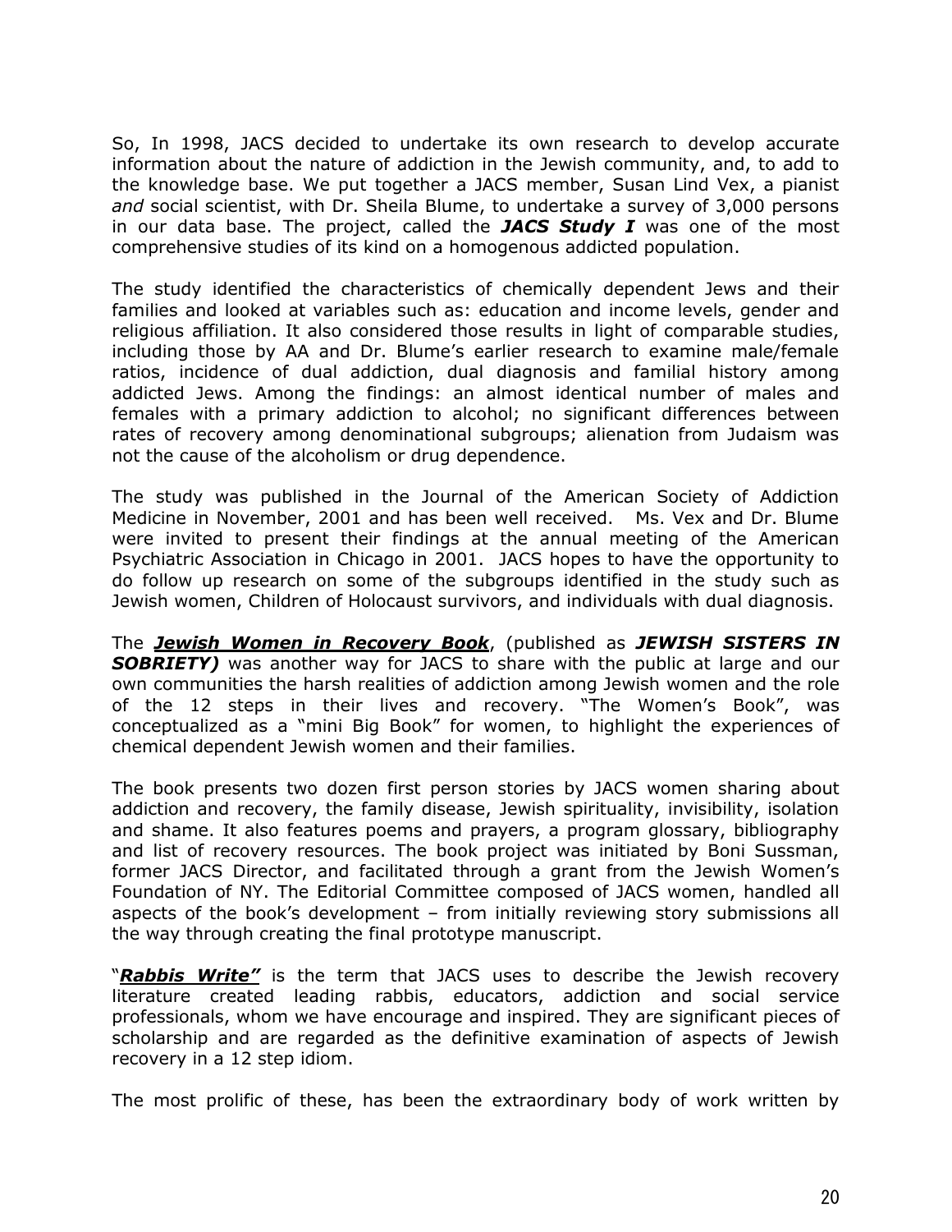So, In 1998, JACS decided to undertake its own research to develop accurate information about the nature of addiction in the Jewish community, and, to add to the knowledge base. We put together a JACS member, Susan Lind Vex, a pianist *and* social scientist, with Dr. Sheila Blume, to undertake a survey of 3,000 persons in our data base. The project, called the ***JACS Study I*** was one of the most comprehensive studies of its kind on a homogenous addicted population.

The study identified the characteristics of chemically dependent Jews and their families and looked at variables such as: education and income levels, gender and religious affiliation. It also considered those results in light of comparable studies, including those by AA and Dr. Blume's earlier research to examine male/female ratios, incidence of dual addiction, dual diagnosis and familial history among addicted Jews. Among the findings: an almost identical number of males and females with a primary addiction to alcohol; no significant differences between rates of recovery among denominational subgroups; alienation from Judaism was not the cause of the alcoholism or drug dependence.

The study was published in the Journal of the American Society of Addiction Medicine in November, 2001 and has been well received. Ms. Vex and Dr. Blume were invited to present their findings at the annual meeting of the American Psychiatric Association in Chicago in 2001. JACS hopes to have the opportunity to do follow up research on some of the subgroups identified in the study such as Jewish women, Children of Holocaust survivors, and individuals with dual diagnosis.

The ***<u>Jewish Women in Recovery Book</u>***, (published as ***JEWISH SISTERS IN SOBRIETY)*** was another way for JACS to share with the public at large and our own communities the harsh realities of addiction among Jewish women and the role of the 12 steps in their lives and recovery. "The Women's Book", was conceptualized as a "mini Big Book" for women, to highlight the experiences of chemical dependent Jewish women and their families.

The book presents two dozen first person stories by JACS women sharing about addiction and recovery, the family disease, Jewish spirituality, invisibility, isolation and shame. It also features poems and prayers, a program glossary, bibliography and list of recovery resources. The book project was initiated by Boni Sussman, former JACS Director, and facilitated through a grant from the Jewish Women's Foundation of NY. The Editorial Committee composed of JACS women, handled all aspects of the book's development – from initially reviewing story submissions all the way through creating the final prototype manuscript.

"***<u>Rabbis Write</u>"*** is the term that JACS uses to describe the Jewish recovery literature created leading rabbis, educators, addiction and social service professionals, whom we have encourage and inspired. They are significant pieces of scholarship and are regarded as the definitive examination of aspects of Jewish recovery in a 12 step idiom.

The most prolific of these, has been the extraordinary body of work written by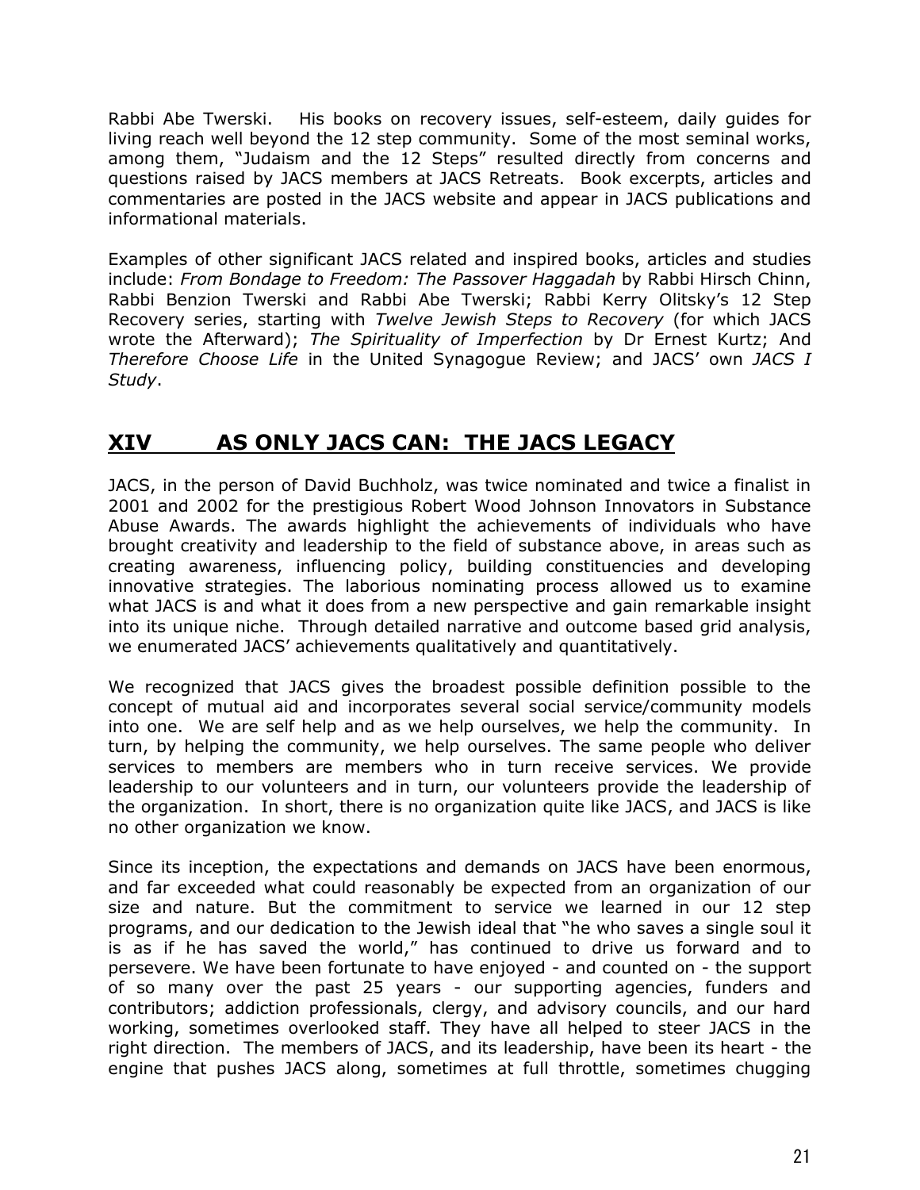Rabbi Abe Twerski. His books on recovery issues, self-esteem, daily guides for living reach well beyond the 12 step community. Some of the most seminal works, among them, "Judaism and the 12 Steps" resulted directly from concerns and questions raised by JACS members at JACS Retreats. Book excerpts, articles and commentaries are posted in the JACS website and appear in JACS publications and informational materials.

Examples of other significant JACS related and inspired books, articles and studies include: *From Bondage to Freedom: The Passover Haggadah* by Rabbi Hirsch Chinn, Rabbi Benzion Twerski and Rabbi Abe Twerski; Rabbi Kerry Olitsky's 12 Step Recovery series, starting with *Twelve Jewish Steps to Recovery* (for which JACS wrote the Afterward); *The Spirituality of Imperfection* by Dr Ernest Kurtz; And *Therefore Choose Life* in the United Synagogue Review; and JACS' own *JACS I Study*.

## XIV AS ONLY JACS CAN: THE JACS LEGACY

JACS, in the person of David Buchholz, was twice nominated and twice a finalist in 2001 and 2002 for the prestigious Robert Wood Johnson Innovators in Substance Abuse Awards. The awards highlight the achievements of individuals who have brought creativity and leadership to the field of substance above, in areas such as creating awareness, influencing policy, building constituencies and developing innovative strategies. The laborious nominating process allowed us to examine what JACS is and what it does from a new perspective and gain remarkable insight into its unique niche. Through detailed narrative and outcome based grid analysis, we enumerated JACS' achievements qualitatively and quantitatively.

We recognized that JACS gives the broadest possible definition possible to the concept of mutual aid and incorporates several social service/community models into one. We are self help and as we help ourselves, we help the community. In turn, by helping the community, we help ourselves. The same people who deliver services to members are members who in turn receive services. We provide leadership to our volunteers and in turn, our volunteers provide the leadership of the organization. In short, there is no organization quite like JACS, and JACS is like no other organization we know.

Since its inception, the expectations and demands on JACS have been enormous, and far exceeded what could reasonably be expected from an organization of our size and nature. But the commitment to service we learned in our 12 step programs, and our dedication to the Jewish ideal that "he who saves a single soul it is as if he has saved the world," has continued to drive us forward and to persevere. We have been fortunate to have enjoyed - and counted on - the support of so many over the past 25 years - our supporting agencies, funders and contributors; addiction professionals, clergy, and advisory councils, and our hard working, sometimes overlooked staff. They have all helped to steer JACS in the right direction. The members of JACS, and its leadership, have been its heart - the engine that pushes JACS along, sometimes at full throttle, sometimes chugging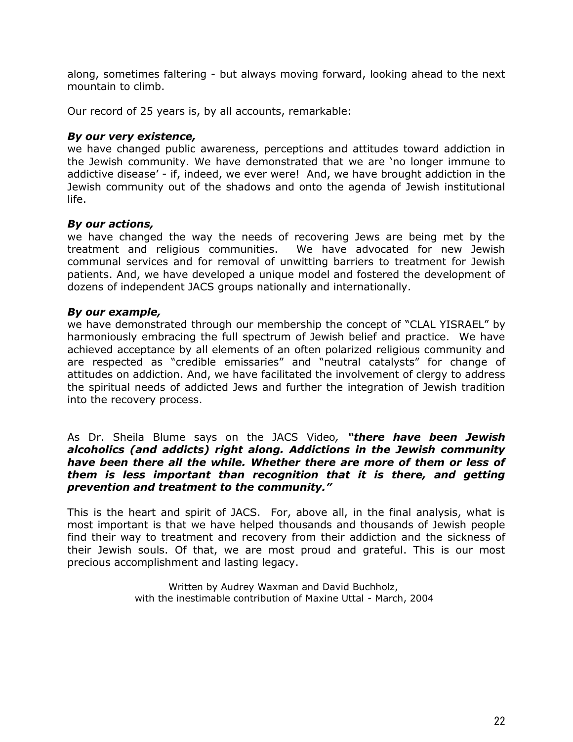along, sometimes faltering - but always moving forward, looking ahead to the next mountain to climb.

Our record of 25 years is, by all accounts, remarkable:

***By our very existence,***
we have changed public awareness, perceptions and attitudes toward addiction in the Jewish community. We have demonstrated that we are 'no longer immune to addictive disease' - if, indeed, we ever were! And, we have brought addiction in the Jewish community out of the shadows and onto the agenda of Jewish institutional life.

***By our actions,***
we have changed the way the needs of recovering Jews are being met by the treatment and religious communities. We have advocated for new Jewish communal services and for removal of unwitting barriers to treatment for Jewish patients. And, we have developed a unique model and fostered the development of dozens of independent JACS groups nationally and internationally.

***By our example,***
we have demonstrated through our membership the concept of "CLAL YISRAEL" by harmoniously embracing the full spectrum of Jewish belief and practice. We have achieved acceptance by all elements of an often polarized religious community and are respected as "credible emissaries" and "neutral catalysts" for change of attitudes on addiction. And, we have facilitated the involvement of clergy to address the spiritual needs of addicted Jews and further the integration of Jewish tradition into the recovery process.

As Dr. Sheila Blume says on the JACS Video*,* ***"there have been Jewish alcoholics (and addicts) right along. Addictions in the Jewish community have been there all the while. Whether there are more of them or less of them is less important than recognition that it is there, and getting prevention and treatment to the community."***

This is the heart and spirit of JACS. For, above all, in the final analysis, what is most important is that we have helped thousands and thousands of Jewish people find their way to treatment and recovery from their addiction and the sickness of their Jewish souls. Of that, we are most proud and grateful. This is our most precious accomplishment and lasting legacy.

Written by Audrey Waxman and David Buchholz,
with the inestimable contribution of Maxine Uttal - March, 2004